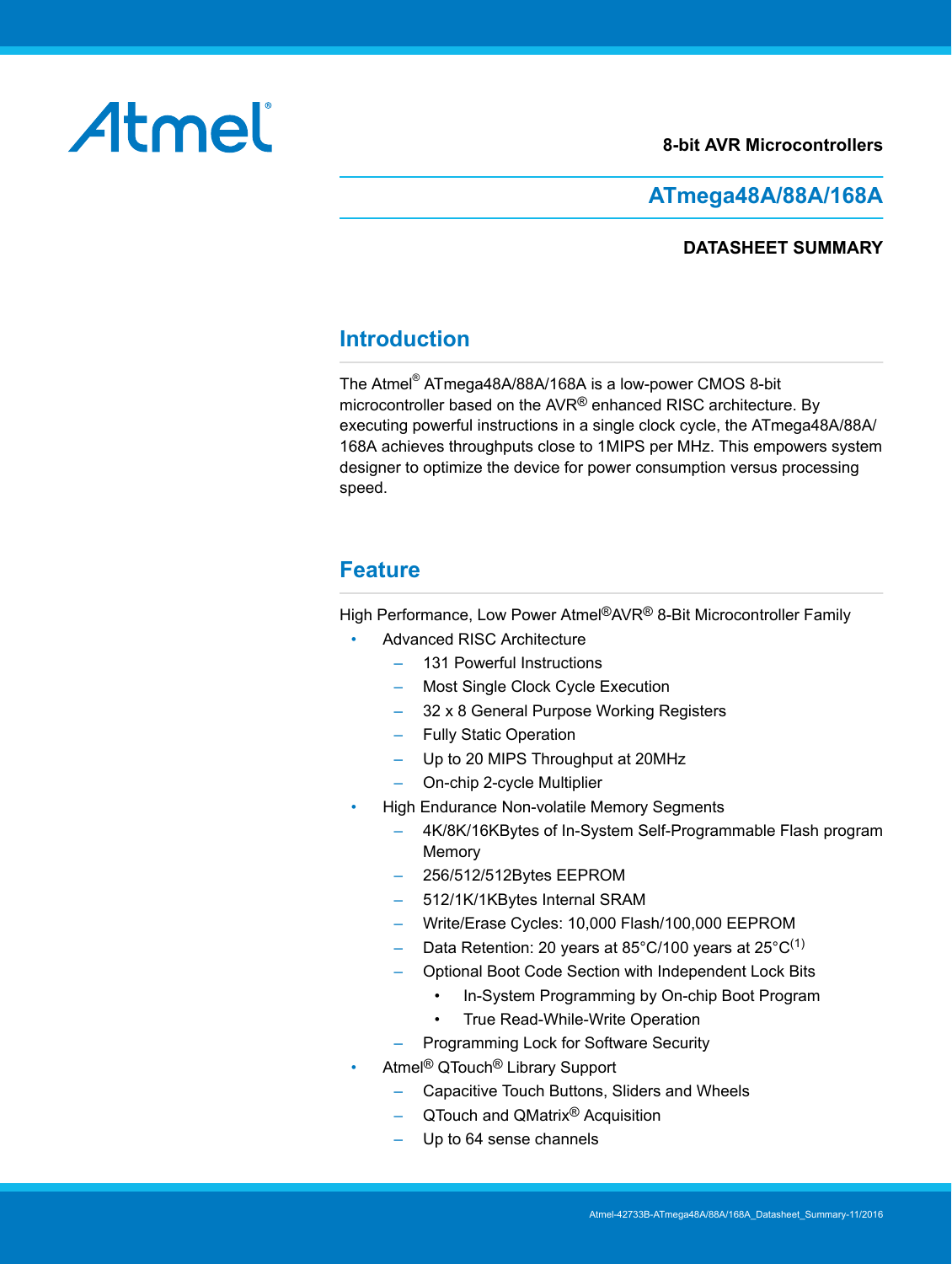Atmel®

8-bit AVR Microcontrollers

# ATmega48A/88A/168A

**DATASHEET SUMMARY**

## Introduction

The Atmel® ATmega48A/88A/168A is a low-power CMOS 8-bit microcontroller based on the AVR® enhanced RISC architecture. By executing powerful instructions in a single clock cycle, the ATmega48A/88A/168A achieves throughputs close to 1MIPS per MHz. This empowers system designer to optimize the device for power consumption versus processing speed.

## Feature

High Performance, Low Power Atmel®AVR® 8-Bit Microcontroller Family

- Advanced RISC Architecture
  - 131 Powerful Instructions
  - Most Single Clock Cycle Execution
  - 32 x 8 General Purpose Working Registers
  - Fully Static Operation
  - Up to 20 MIPS Throughput at 20MHz
  - On-chip 2-cycle Multiplier
- High Endurance Non-volatile Memory Segments
  - 4K/8K/16KBytes of In-System Self-Programmable Flash program Memory
  - 256/512/512Bytes EEPROM
  - 512/1K/1KBytes Internal SRAM
  - Write/Erase Cycles: 10,000 Flash/100,000 EEPROM
  - Data Retention: 20 years at 85°C/100 years at 25°C[1]
  - Optional Boot Code Section with Independent Lock Bits
    - In-System Programming by On-chip Boot Program
    - True Read-While-Write Operation
  - Programming Lock for Software Security
- Atmel® QTouch® Library Support
  - Capacitive Touch Buttons, Sliders and Wheels
  - QTouch and QMatrix® Acquisition
  - Up to 64 sense channels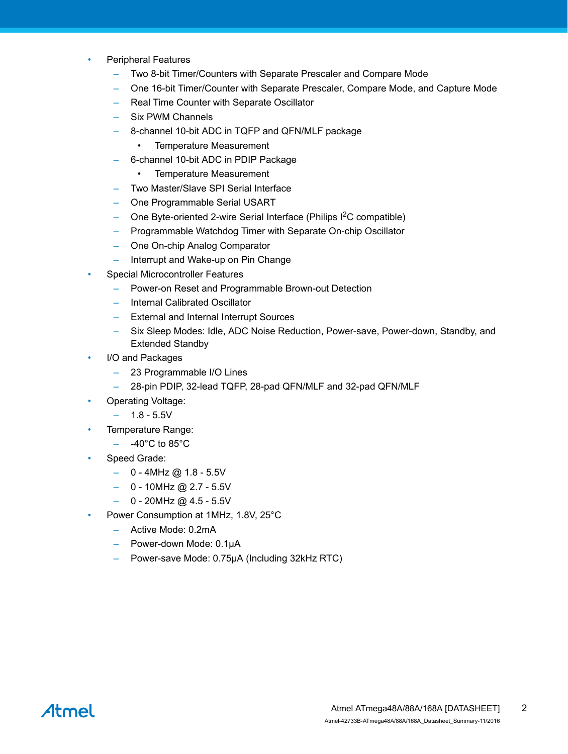- Peripheral Features
  - Two 8-bit Timer/Counters with Separate Prescaler and Compare Mode
  - One 16-bit Timer/Counter with Separate Prescaler, Compare Mode, and Capture Mode
  - Real Time Counter with Separate Oscillator
  - Six PWM Channels
  - 8-channel 10-bit ADC in TQFP and QFN/MLF package
    - Temperature Measurement
  - 6-channel 10-bit ADC in PDIP Package
    - Temperature Measurement
  - Two Master/Slave SPI Serial Interface
  - One Programmable Serial USART
  - One Byte-oriented 2-wire Serial Interface (Philips $I^2C$ compatible)
  - Programmable Watchdog Timer with Separate On-chip Oscillator
  - One On-chip Analog Comparator
  - Interrupt and Wake-up on Pin Change
- Special Microcontroller Features
  - Power-on Reset and Programmable Brown-out Detection
  - Internal Calibrated Oscillator
  - External and Internal Interrupt Sources
  - Six Sleep Modes: Idle, ADC Noise Reduction, Power-save, Power-down, Standby, and Extended Standby
- I/O and Packages
  - 23 Programmable I/O Lines
  - 28-pin PDIP, 32-lead TQFP, 28-pad QFN/MLF and 32-pad QFN/MLF
- Operating Voltage:
  - 1.8 - 5.5V
- Temperature Range:
  - -40°C to 85°C
- Speed Grade:
  - 0 - 4MHz @ 1.8 - 5.5V
  - 0 - 10MHz @ 2.7 - 5.5V
  - 0 - 20MHz @ 4.5 - 5.5V
- Power Consumption at 1MHz, 1.8V, 25°C
  - Active Mode: 0.2mA
  - Power-down Mode: 0.1µA
  - Power-save Mode: 0.75µA (Including 32kHz RTC)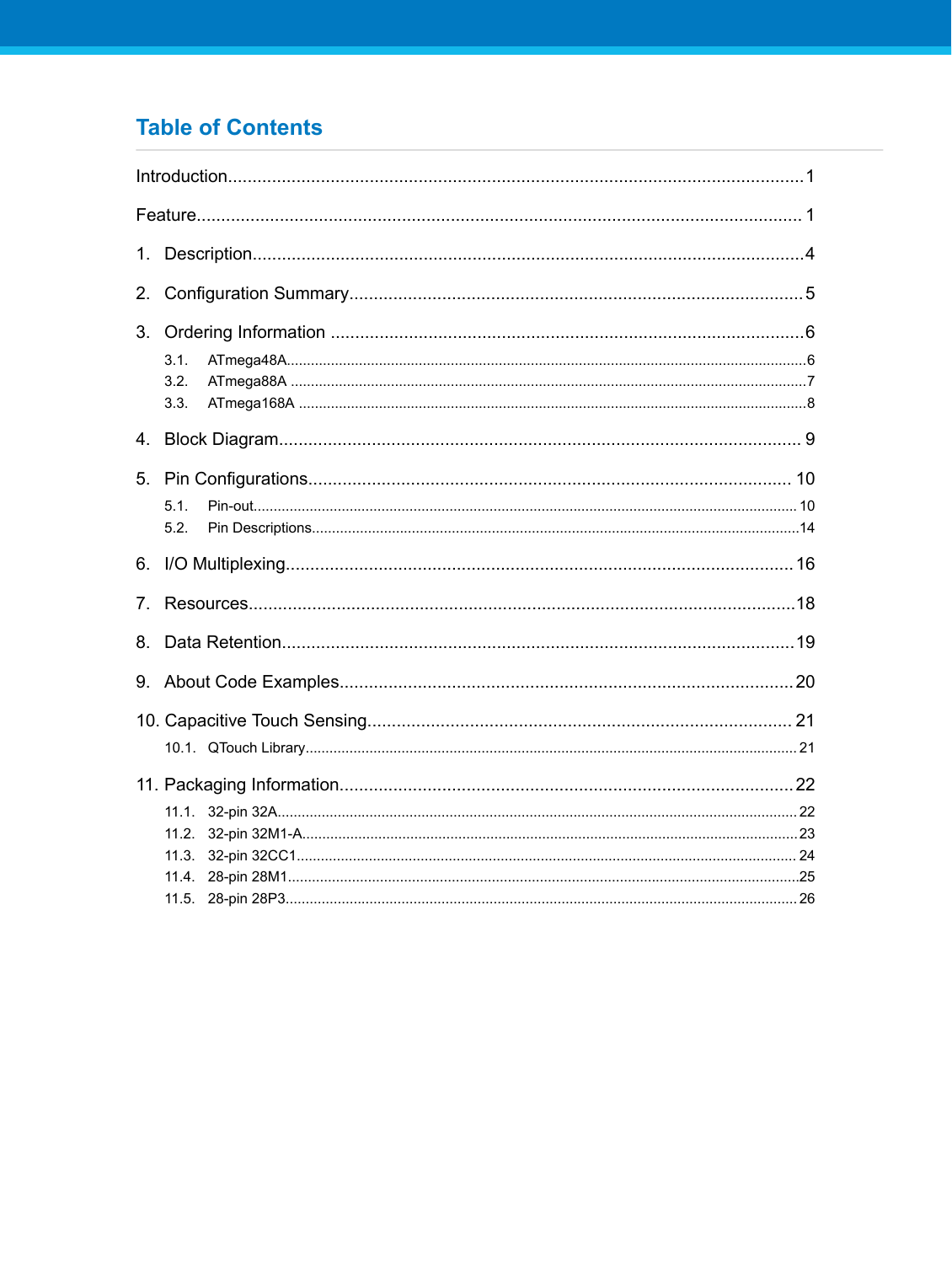## Table of Contents

Introduction......................................................................................................................1

Feature............................................................................................................................ 1

1. Description.................................................................................................................4

2. Configuration Summary.............................................................................................5

3. Ordering Information .................................................................................................6
   - 3.1. ATmega48A...........................................................................................................6
   - 3.2. ATmega88A ..........................................................................................................7
   - 3.3. ATmega168A ........................................................................................................8

4. Block Diagram........................................................................................................... 9

5. Pin Configurations.................................................................................................... 10
   - 5.1. Pin-out................................................................................................................ 10
   - 5.2. Pin Descriptions...................................................................................................14

6. I/O Multiplexing........................................................................................................16

7. Resources................................................................................................................18

8. Data Retention.........................................................................................................19

9. About Code Examples.............................................................................................20

10. Capacitive Touch Sensing...................................................................................... 21
    - 10.1. QTouch Library................................................................................................. 21

11. Packaging Information.............................................................................................22
    - 11.1. 32-pin 32A.........................................................................................................22
    - 11.2. 32-pin 32M1-A...................................................................................................23
    - 11.3. 32-pin 32CC1.................................................................................................... 24
    - 11.4. 28-pin 28M1.......................................................................................................25
    - 11.5. 28-pin 28P3....................................................................................................... 26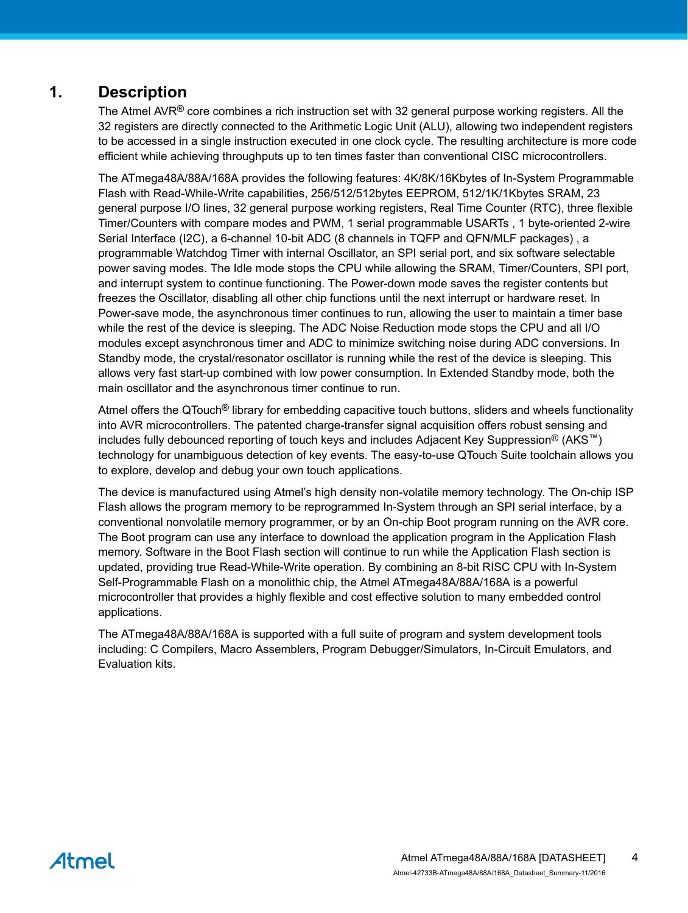# 1. Description

The Atmel AVR® core combines a rich instruction set with 32 general purpose working registers. All the 32 registers are directly connected to the Arithmetic Logic Unit (ALU), allowing two independent registers to be accessed in a single instruction executed in one clock cycle. The resulting architecture is more code efficient while achieving throughputs up to ten times faster than conventional CISC microcontrollers.

The ATmega48A/88A/168A provides the following features: 4K/8K/16Kbytes of In-System Programmable Flash with Read-While-Write capabilities, 256/512/512bytes EEPROM, 512/1K/1Kbytes SRAM, 23 general purpose I/O lines, 32 general purpose working registers, Real Time Counter (RTC), three flexible Timer/Counters with compare modes and PWM, 1 serial programmable USARTs , 1 byte-oriented 2-wire Serial Interface (I2C), a 6-channel 10-bit ADC (8 channels in TQFP and QFN/MLF packages) , a programmable Watchdog Timer with internal Oscillator, an SPI serial port, and six software selectable power saving modes. The Idle mode stops the CPU while allowing the SRAM, Timer/Counters, SPI port, and interrupt system to continue functioning. The Power-down mode saves the register contents but freezes the Oscillator, disabling all other chip functions until the next interrupt or hardware reset. In Power-save mode, the asynchronous timer continues to run, allowing the user to maintain a timer base while the rest of the device is sleeping. The ADC Noise Reduction mode stops the CPU and all I/O modules except asynchronous timer and ADC to minimize switching noise during ADC conversions. In Standby mode, the crystal/resonator oscillator is running while the rest of the device is sleeping. This allows very fast start-up combined with low power consumption. In Extended Standby mode, both the main oscillator and the asynchronous timer continue to run.

Atmel offers the QTouch® library for embedding capacitive touch buttons, sliders and wheels functionality into AVR microcontrollers. The patented charge-transfer signal acquisition offers robust sensing and includes fully debounced reporting of touch keys and includes Adjacent Key Suppression® (AKS™) technology for unambiguous detection of key events. The easy-to-use QTouch Suite toolchain allows you to explore, develop and debug your own touch applications.

The device is manufactured using Atmel's high density non-volatile memory technology. The On-chip ISP Flash allows the program memory to be reprogrammed In-System through an SPI serial interface, by a conventional nonvolatile memory programmer, or by an On-chip Boot program running on the AVR core. The Boot program can use any interface to download the application program in the Application Flash memory. Software in the Boot Flash section will continue to run while the Application Flash section is updated, providing true Read-While-Write operation. By combining an 8-bit RISC CPU with In-System Self-Programmable Flash on a monolithic chip, the Atmel ATmega48A/88A/168A is a powerful microcontroller that provides a highly flexible and cost effective solution to many embedded control applications.

The ATmega48A/88A/168A is supported with a full suite of program and system development tools including: C Compilers, Macro Assemblers, Program Debugger/Simulators, In-Circuit Emulators, and Evaluation kits.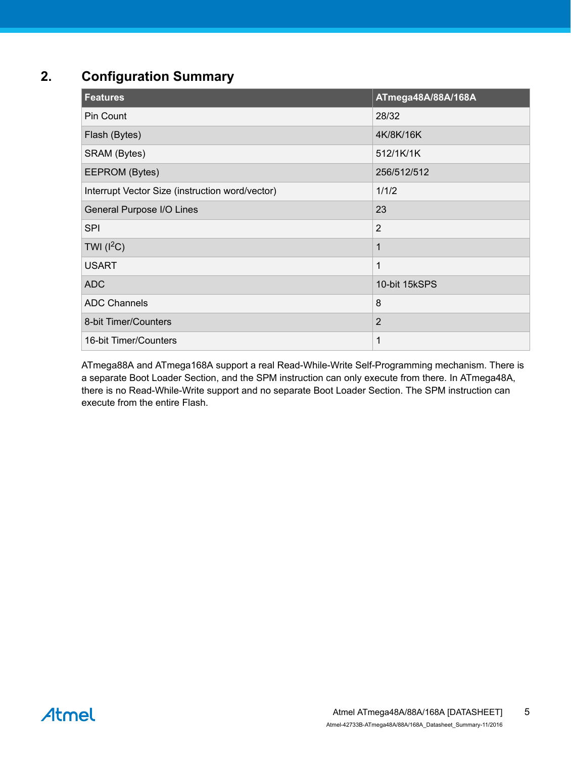## 2. Configuration Summary

| Features | ATmega48A/88A/168A |
|---|---|
| Pin Count | 28/32 |
| Flash (Bytes) | 4K/8K/16K |
| SRAM (Bytes) | 512/1K/1K |
| EEPROM (Bytes) | 256/512/512 |
| Interrupt Vector Size (instruction word/vector) | 1/1/2 |
| General Purpose I/O Lines | 23 |
| SPI | 2 |
| TWI ($I^2C$) | 1 |
| USART | 1 |
| ADC | 10-bit 15kSPS |
| ADC Channels | 8 |
| 8-bit Timer/Counters | 2 |
| 16-bit Timer/Counters | 1 |

ATmega88A and ATmega168A support a real Read-While-Write Self-Programming mechanism. There is a separate Boot Loader Section, and the SPM instruction can only execute from there. In ATmega48A, there is no Read-While-Write support and no separate Boot Loader Section. The SPM instruction can execute from the entire Flash.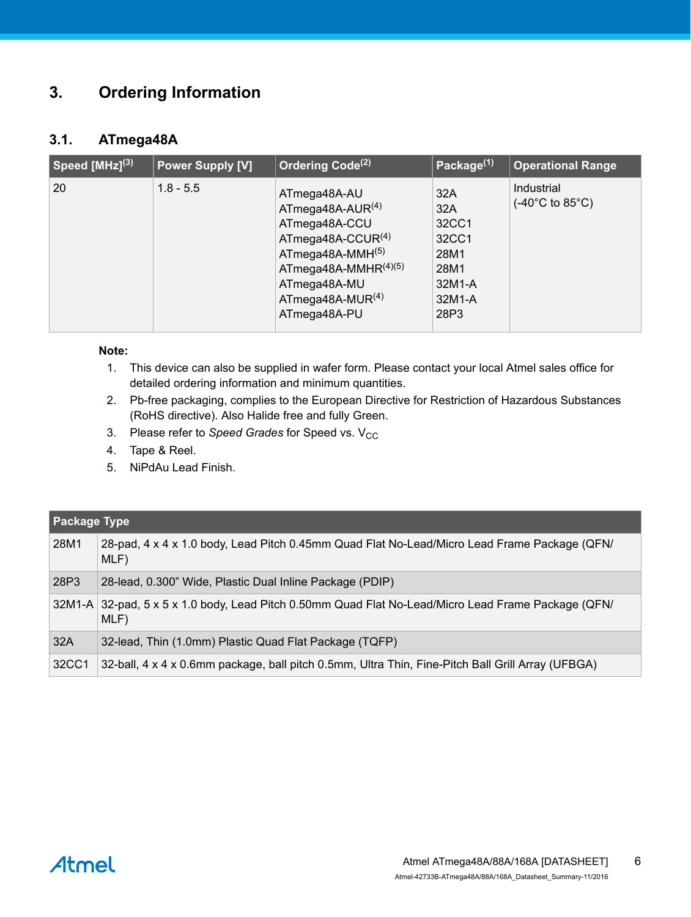# 3. Ordering Information

## 3.1. ATmega48A

| Speed [MHz][3] | Power Supply [V] | Ordering Code[2] | Package[1] | Operational Range |
|---|---|---|---|---|
| 20 | 1.8 - 5.5 | ATmega48A-AU<br>ATmega48A-AUR[4]<br>ATmega48A-CCU<br>ATmega48A-CCUR[4]<br>ATmega48A-MMH[5]<br>ATmega48A-MMHR[4][5]<br>ATmega48A-MU<br>ATmega48A-MUR[4]<br>ATmega48A-PU | 32A<br>32A<br>32CC1<br>32CC1<br>28M1<br>28M1<br>32M1-A<br>32M1-A<br>28P3 | Industrial<br>(-40°C to 85°C) |

**Note:**

1. This device can also be supplied in wafer form. Please contact your local Atmel sales office for detailed ordering information and minimum quantities.
2. Pb-free packaging, complies to the European Directive for Restriction of Hazardous Substances (RoHS directive). Also Halide free and fully Green.
3. Please refer to *Speed Grades* for Speed vs. $V_{CC}$
4. Tape & Reel.
5. NiPdAu Lead Finish.

| Package Type | |
|---|---|
| 28M1 | 28-pad, 4 x 4 x 1.0 body, Lead Pitch 0.45mm Quad Flat No-Lead/Micro Lead Frame Package (QFN/MLF) |
| 28P3 | 28-lead, 0.300" Wide, Plastic Dual Inline Package (PDIP) |
| 32M1-A | 32-pad, 5 x 5 x 1.0 body, Lead Pitch 0.50mm Quad Flat No-Lead/Micro Lead Frame Package (QFN/MLF) |
| 32A | 32-lead, Thin (1.0mm) Plastic Quad Flat Package (TQFP) |
| 32CC1 | 32-ball, 4 x 4 x 0.6mm package, ball pitch 0.5mm, Ultra Thin, Fine-Pitch Ball Grill Array (UFBGA) |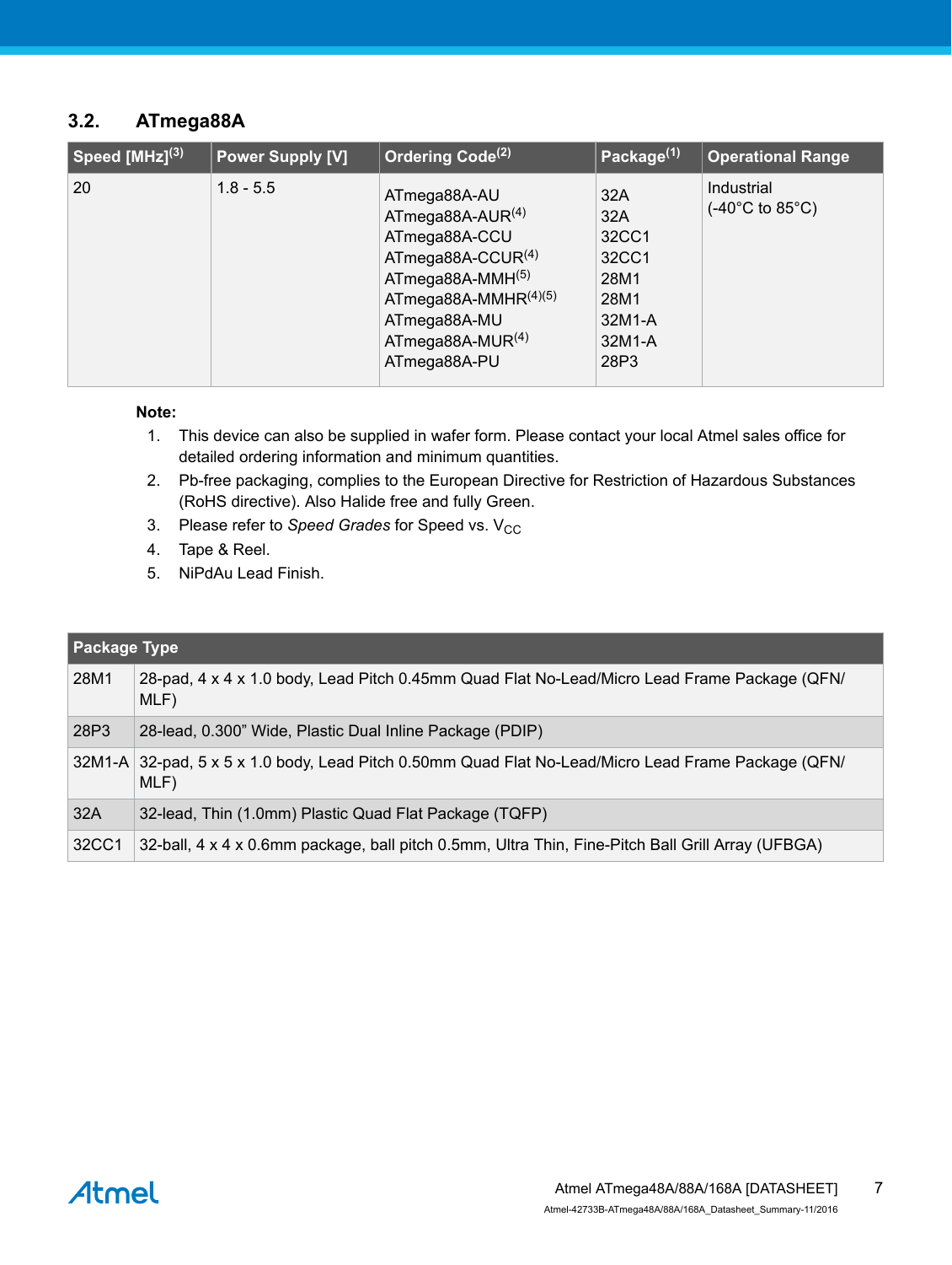## 3.2. ATmega88A

| Speed [MHz][3] | Power Supply [V] | Ordering Code[2] | Package[1] | Operational Range |
|---|---|---|---|---|
| 20 | 1.8 - 5.5 | ATmega88A-AU<br>ATmega88A-AUR[4]<br>ATmega88A-CCU<br>ATmega88A-CCUR[4]<br>ATmega88A-MMH[5]<br>ATmega88A-MMHR[4][5]<br>ATmega88A-MU<br>ATmega88A-MUR[4]<br>ATmega88A-PU | 32A<br>32A<br>32CC1<br>32CC1<br>28M1<br>28M1<br>32M1-A<br>32M1-A<br>28P3 | Industrial<br>(-40°C to 85°C) |

**Note:**

1. This device can also be supplied in wafer form. Please contact your local Atmel sales office for detailed ordering information and minimum quantities.
2. Pb-free packaging, complies to the European Directive for Restriction of Hazardous Substances (RoHS directive). Also Halide free and fully Green.
3. Please refer to *Speed Grades* for Speed vs. $V_{CC}$
4. Tape & Reel.
5. NiPdAu Lead Finish.

| Package Type | |
|---|---|
| 28M1 | 28-pad, 4 x 4 x 1.0 body, Lead Pitch 0.45mm Quad Flat No-Lead/Micro Lead Frame Package (QFN/MLF) |
| 28P3 | 28-lead, 0.300" Wide, Plastic Dual Inline Package (PDIP) |
| 32M1-A | 32-pad, 5 x 5 x 1.0 body, Lead Pitch 0.50mm Quad Flat No-Lead/Micro Lead Frame Package (QFN/MLF) |
| 32A | 32-lead, Thin (1.0mm) Plastic Quad Flat Package (TQFP) |
| 32CC1 | 32-ball, 4 x 4 x 0.6mm package, ball pitch 0.5mm, Ultra Thin, Fine-Pitch Ball Grill Array (UFBGA) |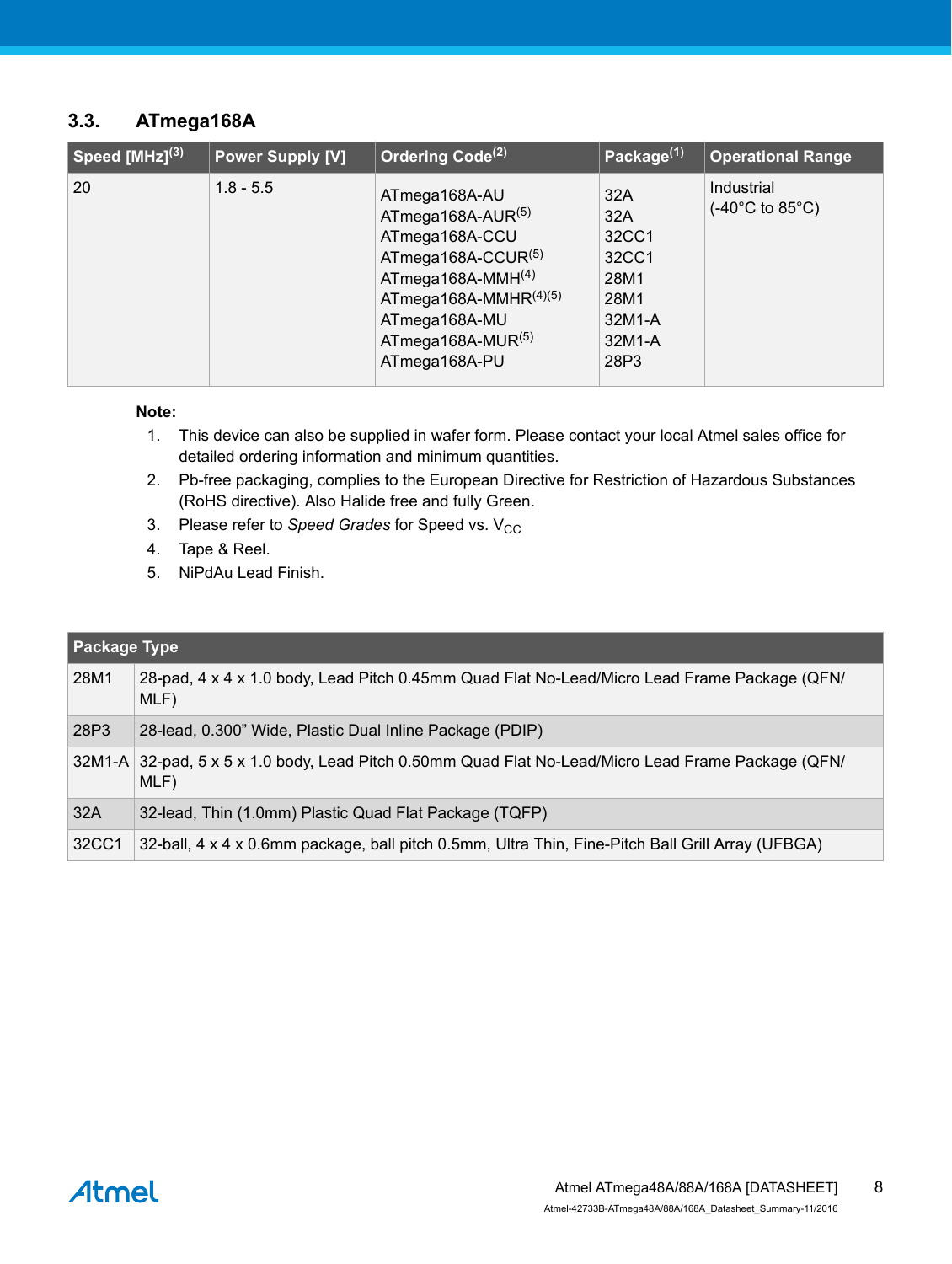### 3.3. ATmega168A

| Speed [MHz][3] | Power Supply [V] | Ordering Code[2] | Package[1] | Operational Range |
|---|---|---|---|---|
| 20 | 1.8 - 5.5 | ATmega168A-AU<br>ATmega168A-AUR[5]<br>ATmega168A-CCU<br>ATmega168A-CCUR[5]<br>ATmega168A-MMH[4]<br>ATmega168A-MMHR[4][5]<br>ATmega168A-MU<br>ATmega168A-MUR[5]<br>ATmega168A-PU | 32A<br>32A<br>32CC1<br>32CC1<br>28M1<br>28M1<br>32M1-A<br>32M1-A<br>28P3 | Industrial<br>(-40°C to 85°C) |

**Note:**

1. This device can also be supplied in wafer form. Please contact your local Atmel sales office for detailed ordering information and minimum quantities.
2. Pb-free packaging, complies to the European Directive for Restriction of Hazardous Substances (RoHS directive). Also Halide free and fully Green.
3. Please refer to *Speed Grades* for Speed vs. $V_{CC}$
4. Tape & Reel.
5. NiPdAu Lead Finish.

| Package Type | |
|---|---|
| 28M1 | 28-pad, 4 x 4 x 1.0 body, Lead Pitch 0.45mm Quad Flat No-Lead/Micro Lead Frame Package (QFN/MLF) |
| 28P3 | 28-lead, 0.300" Wide, Plastic Dual Inline Package (PDIP) |
| 32M1-A | 32-pad, 5 x 5 x 1.0 body, Lead Pitch 0.50mm Quad Flat No-Lead/Micro Lead Frame Package (QFN/MLF) |
| 32A | 32-lead, Thin (1.0mm) Plastic Quad Flat Package (TQFP) |
| 32CC1 | 32-ball, 4 x 4 x 0.6mm package, ball pitch 0.5mm, Ultra Thin, Fine-Pitch Ball Grill Array (UFBGA) |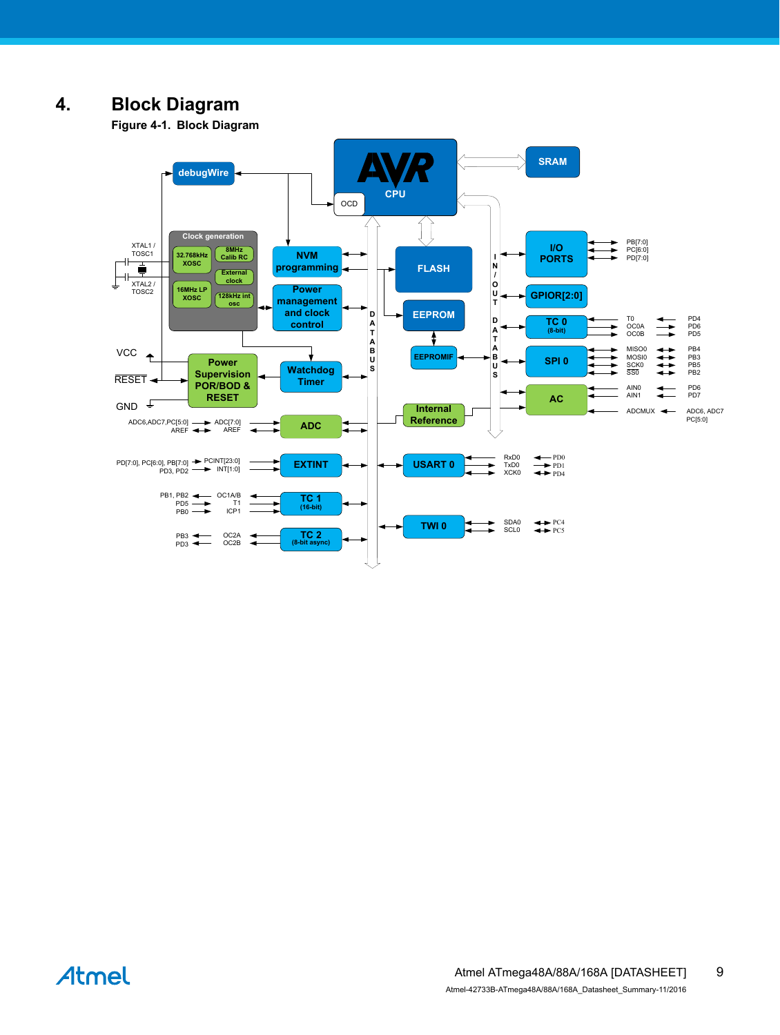# 4. Block Diagram

**Figure 4-1. Block Diagram**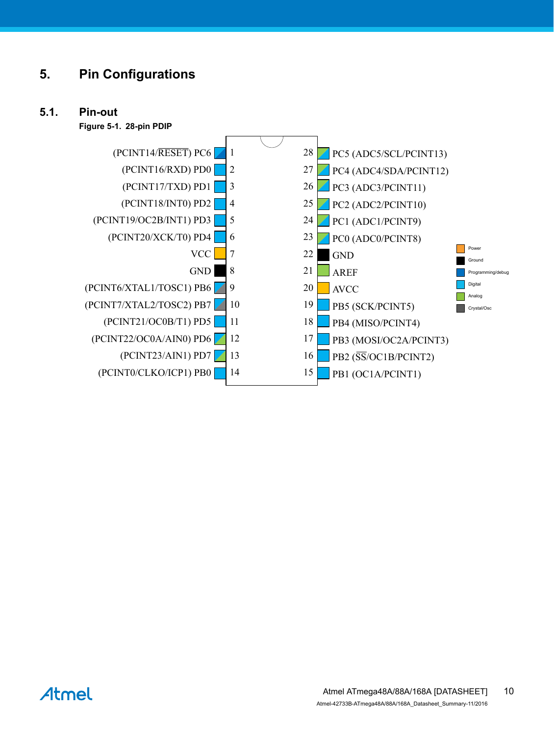# 5. Pin Configurations

## 5.1. Pin-out

**Figure 5-1. 28-pin PDIP**

| Left pin function | Pin | Pin | Right pin function |
|---|---|---|---|
| (PCINT14/RESET) PC6 | 1 | 28 | PC5 (ADC5/SCL/PCINT13) |
| (PCINT16/RXD) PD0 | 2 | 27 | PC4 (ADC4/SDA/PCINT12) |
| (PCINT17/TXD) PD1 | 3 | 26 | PC3 (ADC3/PCINT11) |
| (PCINT18/INT0) PD2 | 4 | 25 | PC2 (ADC2/PCINT10) |
| (PCINT19/OC2B/INT1) PD3 | 5 | 24 | PC1 (ADC1/PCINT9) |
| (PCINT20/XCK/T0) PD4 | 6 | 23 | PC0 (ADC0/PCINT8) |
| VCC | 7 | 22 | GND |
| GND | 8 | 21 | AREF |
| (PCINT6/XTAL1/TOSC1) PB6 | 9 | 20 | AVCC |
| (PCINT7/XTAL2/TOSC2) PB7 | 10 | 19 | PB5 (SCK/PCINT5) |
| (PCINT21/OC0B/T1) PD5 | 11 | 18 | PB4 (MISO/PCINT4) |
| (PCINT22/OC0A/AIN0) PD6 | 12 | 17 | PB3 (MOSI/OC2A/PCINT3) |
| (PCINT23/AIN1) PD7 | 13 | 16 | PB2 (SS/OC1B/PCINT2) |
| (PCINT0/CLKO/ICP1) PB0 | 14 | 15 | PB1 (OC1A/PCINT1) |

Legend: Power, Ground, Programming/debug, Digital, Analog, Crystal/Osc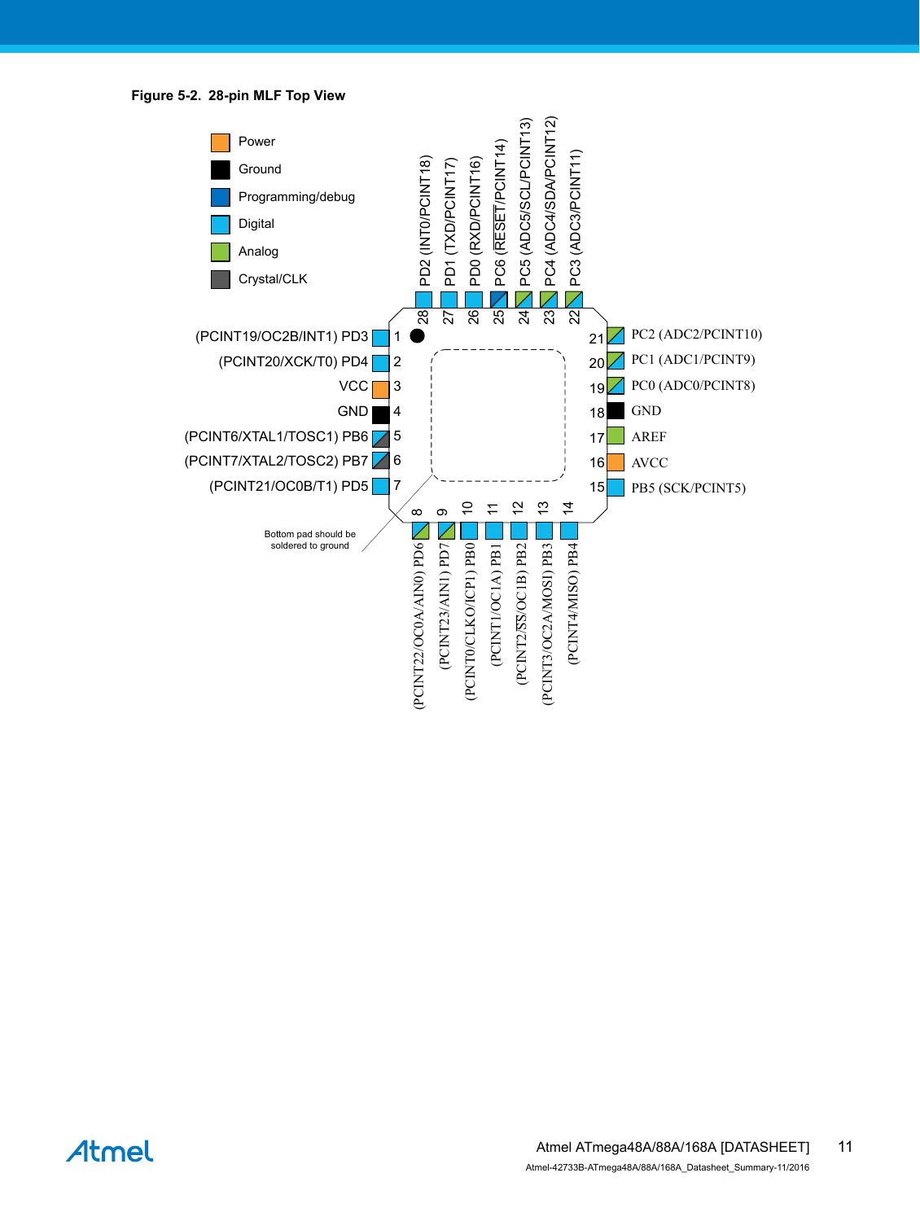**Figure 5-2. 28-pin MLF Top View**

Legend:
- Power
- Ground
- Programming/debug
- Digital
- Analog
- Crystal/CLK

| Pin | Name |
|---|---|
| 1 | (PCINT19/OC2B/INT1) PD3 |
| 2 | (PCINT20/XCK/T0) PD4 |
| 3 | VCC |
| 4 | GND |
| 5 | (PCINT6/XTAL1/TOSC1) PB6 |
| 6 | (PCINT7/XTAL2/TOSC2) PB7 |
| 7 | (PCINT21/OC0B/T1) PD5 |
| 8 | (PCINT22/OC0A/AIN0) PD6 |
| 9 | (PCINT23/AIN1) PD7 |
| 10 | (PCINT0/CLKO/ICP1) PB0 |
| 11 | (PCINT1/OC1A) PB1 |
| 12 | (PCINT2/SS/OC1B) PB2 |
| 13 | (PCINT3/OC2A/MOSI) PB3 |
| 14 | (PCINT4/MISO) PB4 |
| 15 | PB5 (SCK/PCINT5) |
| 16 | AVCC |
| 17 | AREF |
| 18 | GND |
| 19 | PC0 (ADC0/PCINT8) |
| 20 | PC1 (ADC1/PCINT9) |
| 21 | PC2 (ADC2/PCINT10) |
| 22 | PC3 (ADC3/PCINT11) |
| 23 | PC4 (ADC4/SDA/PCINT12) |
| 24 | PC5 (ADC5/SCL/PCINT13) |
| 25 | PC6 (RESET/PCINT14) |
| 26 | PD0 (RXD/PCINT16) |
| 27 | PD1 (TXD/PCINT17) |
| 28 | PD2 (INT0/PCINT18) |

Bottom pad should be soldered to ground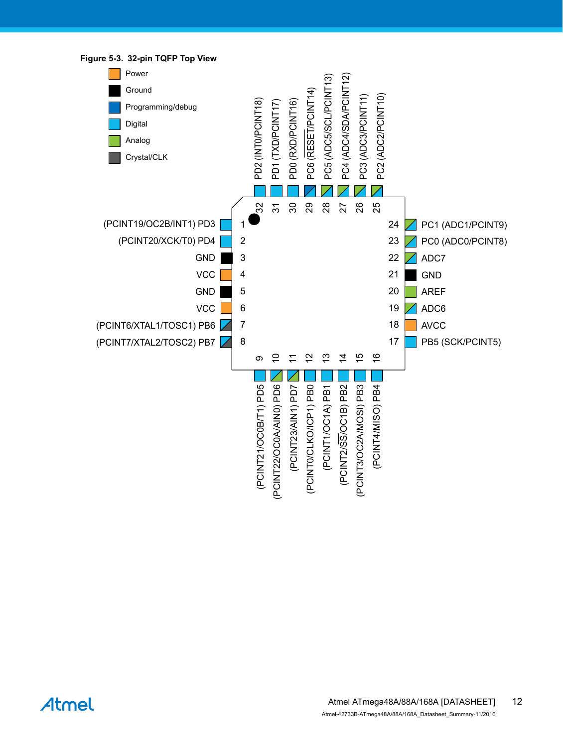**Figure 5-3. 32-pin TQFP Top View**

| Legend |
|---|
| Power |
| Ground |
| Programming/debug |
| Digital |
| Analog |
| Crystal/CLK |

| Pin | Name |
|---|---|
| 1 | (PCINT19/OC2B/INT1) PD3 |
| 2 | (PCINT20/XCK/T0) PD4 |
| 3 | GND |
| 4 | VCC |
| 5 | GND |
| 6 | VCC |
| 7 | (PCINT6/XTAL1/TOSC1) PB6 |
| 8 | (PCINT7/XTAL2/TOSC2) PB7 |
| 9 | (PCINT21/OC0B/T1) PD5 |
| 10 | (PCINT22/OC0A/AIN0) PD6 |
| 11 | (PCINT23/AIN1) PD7 |
| 12 | (PCINT0/CLKO/ICP1) PB0 |
| 13 | (PCINT1/OC1A) PB1 |
| 14 | (PCINT2/SS/OC1B) PB2 |
| 15 | (PCINT3/OC2A/MOSI) PB3 |
| 16 | (PCINT4/MISO) PB4 |
| 17 | PB5 (SCK/PCINT5) |
| 18 | AVCC |
| 19 | ADC6 |
| 20 | AREF |
| 21 | GND |
| 22 | ADC7 |
| 23 | PC0 (ADC0/PCINT8) |
| 24 | PC1 (ADC1/PCINT9) |
| 25 | PC2 (ADC2/PCINT10) |
| 26 | PC3 (ADC3/PCINT11) |
| 27 | PC4 (ADC4/SDA/PCINT12) |
| 28 | PC5 (ADC5/SCL/PCINT13) |
| 29 | PC6 (RESET/PCINT14) |
| 30 | PD0 (RXD/PCINT16) |
| 31 | PD1 (TXD/PCINT17) |
| 32 | PD2 (INT0/PCINT18) |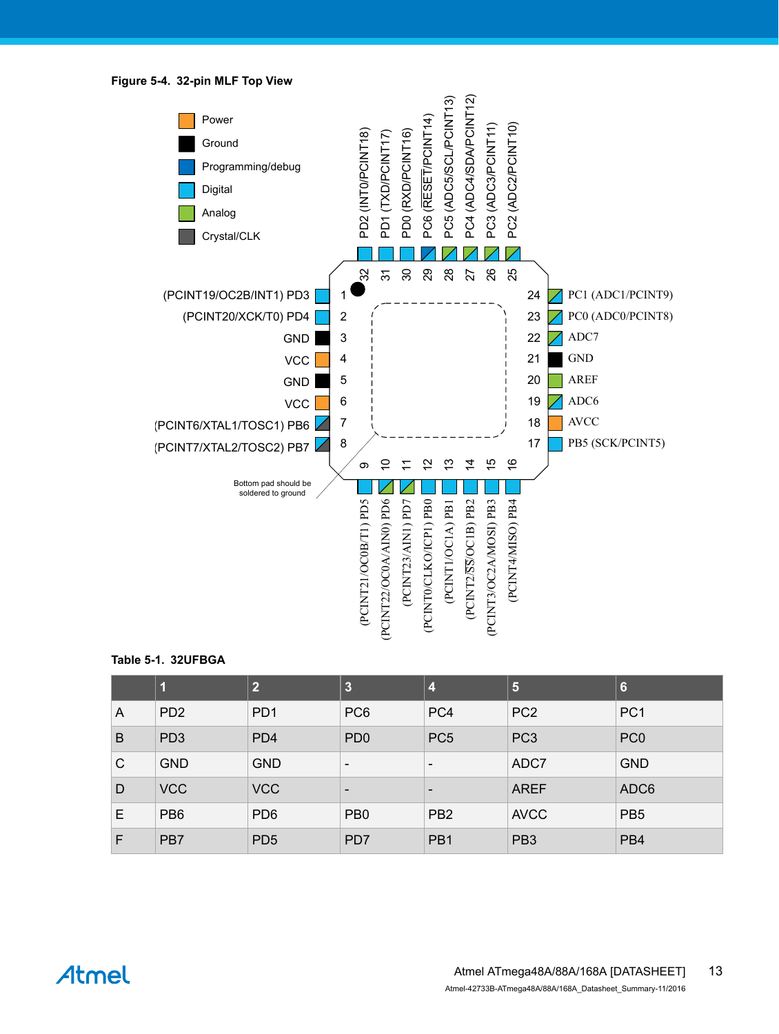**Figure 5-4. 32-pin MLF Top View**

Legend: Power, Ground, Programming/debug, Digital, Analog, Crystal/CLK

| Pin | Name | Pin | Name |
|---|---|---|---|
| 1 | (PCINT19/OC2B/INT1) PD3 | 17 | PB5 (SCK/PCINT5) |
| 2 | (PCINT20/XCK/T0) PD4 | 18 | AVCC |
| 3 | GND | 19 | ADC6 |
| 4 | VCC | 20 | AREF |
| 5 | GND | 21 | GND |
| 6 | VCC | 22 | ADC7 |
| 7 | (PCINT6/XTAL1/TOSC1) PB6 | 23 | PC0 (ADC0/PCINT8) |
| 8 | (PCINT7/XTAL2/TOSC2) PB7 | 24 | PC1 (ADC1/PCINT9) |
| 9 | (PCINT21/OC0B/T1) PD5 | 25 | PC2 (ADC2/PCINT10) |
| 10 | (PCINT22/OC0A/AIN0) PD6 | 26 | PC3 (ADC3/PCINT11) |
| 11 | (PCINT23/AIN1) PD7 | 27 | PC4 (ADC4/SDA/PCINT12) |
| 12 | (PCINT0/CLKO/ICP1) PB0 | 28 | PC5 (ADC5/SCL/PCINT13) |
| 13 | (PCINT1/OC1A) PB1 | 29 | PC6 (RESET/PCINT14) |
| 14 | (PCINT2/SS/OC1B) PB2 | 30 | PD0 (RXD/PCINT16) |
| 15 | (PCINT3/OC2A/MOSI) PB3 | 31 | PD1 (TXD/PCINT17) |
| 16 | (PCINT4/MISO) PB4 | 32 | PD2 (INT0/PCINT18) |

Bottom pad should be soldered to ground

**Table 5-1. 32UFBGA**

| | 1 | 2 | 3 | 4 | 5 | 6 |
|---|---|---|---|---|---|---|
| A | PD2 | PD1 | PC6 | PC4 | PC2 | PC1 |
| B | PD3 | PD4 | PD0 | PC5 | PC3 | PC0 |
| C | GND | GND | - | - | ADC7 | GND |
| D | VCC | VCC | - | - | AREF | ADC6 |
| E | PB6 | PD6 | PB0 | PB2 | AVCC | PB5 |
| F | PB7 | PD5 | PD7 | PB1 | PB3 | PB4 |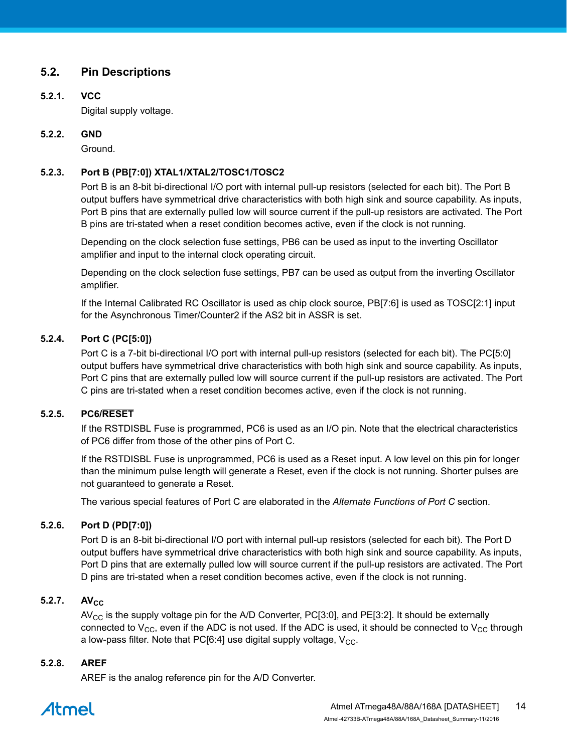## 5.2. Pin Descriptions

### 5.2.1. VCC

Digital supply voltage.

### 5.2.2. GND

Ground.

### 5.2.3. Port B (PB[7:0]) XTAL1/XTAL2/TOSC1/TOSC2

Port B is an 8-bit bi-directional I/O port with internal pull-up resistors (selected for each bit). The Port B output buffers have symmetrical drive characteristics with both high sink and source capability. As inputs, Port B pins that are externally pulled low will source current if the pull-up resistors are activated. The Port B pins are tri-stated when a reset condition becomes active, even if the clock is not running.

Depending on the clock selection fuse settings, PB6 can be used as input to the inverting Oscillator amplifier and input to the internal clock operating circuit.

Depending on the clock selection fuse settings, PB7 can be used as output from the inverting Oscillator amplifier.

If the Internal Calibrated RC Oscillator is used as chip clock source, PB[7:6] is used as TOSC[2:1] input for the Asynchronous Timer/Counter2 if the AS2 bit in ASSR is set.

### 5.2.4. Port C (PC[5:0])

Port C is a 7-bit bi-directional I/O port with internal pull-up resistors (selected for each bit). The PC[5:0] output buffers have symmetrical drive characteristics with both high sink and source capability. As inputs, Port C pins that are externally pulled low will source current if the pull-up resistors are activated. The Port C pins are tri-stated when a reset condition becomes active, even if the clock is not running.

### 5.2.5. PC6/$\overline{\text{RESET}}$

If the RSTDISBL Fuse is programmed, PC6 is used as an I/O pin. Note that the electrical characteristics of PC6 differ from those of the other pins of Port C.

If the RSTDISBL Fuse is unprogrammed, PC6 is used as a Reset input. A low level on this pin for longer than the minimum pulse length will generate a Reset, even if the clock is not running. Shorter pulses are not guaranteed to generate a Reset.

The various special features of Port C are elaborated in the *Alternate Functions of Port C* section.

### 5.2.6. Port D (PD[7:0])

Port D is an 8-bit bi-directional I/O port with internal pull-up resistors (selected for each bit). The Port D output buffers have symmetrical drive characteristics with both high sink and source capability. As inputs, Port D pins that are externally pulled low will source current if the pull-up resistors are activated. The Port D pins are tri-stated when a reset condition becomes active, even if the clock is not running.

### 5.2.7. $AV_{CC}$

$AV_{CC}$ is the supply voltage pin for the A/D Converter, PC[3:0], and PE[3:2]. It should be externally connected to $V_{CC}$, even if the ADC is not used. If the ADC is used, it should be connected to $V_{CC}$ through a low-pass filter. Note that PC[6:4] use digital supply voltage, $V_{CC}$.

### 5.2.8. AREF

AREF is the analog reference pin for the A/D Converter.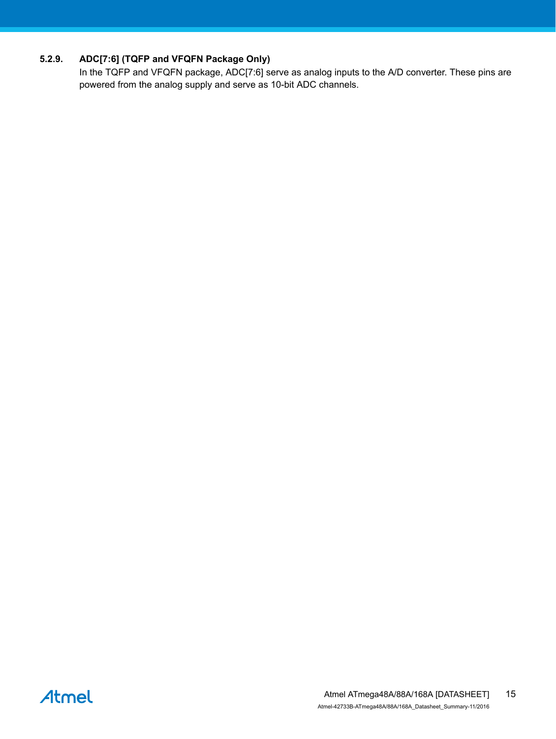#### 5.2.9. ADC[7:6] (TQFP and VFQFN Package Only)

In the TQFP and VFQFN package, ADC[7:6] serve as analog inputs to the A/D converter. These pins are powered from the analog supply and serve as 10-bit ADC channels.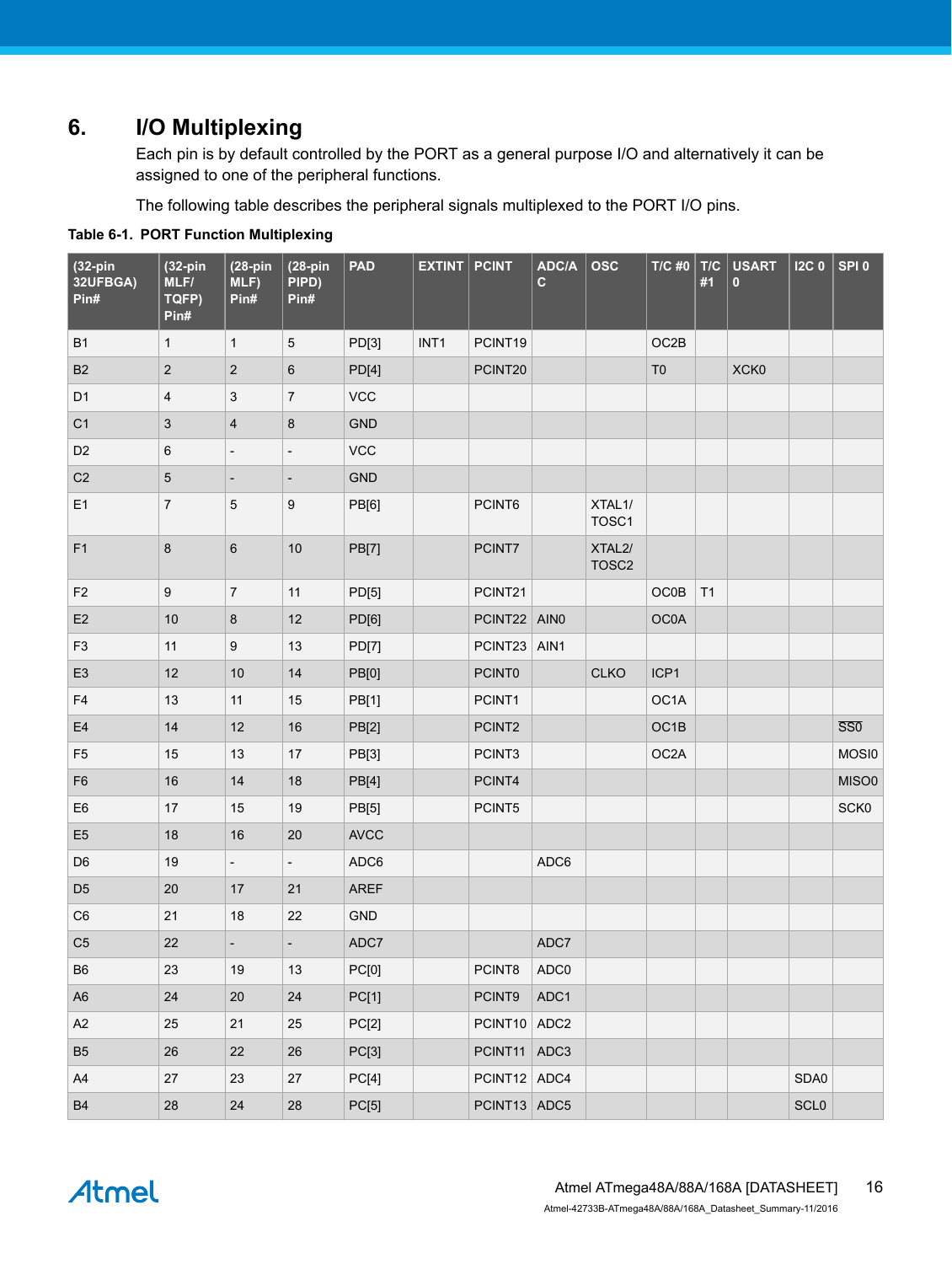# 6. I/O Multiplexing

Each pin is by default controlled by the PORT as a general purpose I/O and alternatively it can be assigned to one of the peripheral functions.

The following table describes the peripheral signals multiplexed to the PORT I/O pins.

**Table 6-1. PORT Function Multiplexing**

| (32-pin 32UFBGA) Pin# | (32-pin MLF/ TQFP) Pin# | (28-pin MLF) Pin# | (28-pin PIPD) Pin# | PAD | EXTINT | PCINT | ADC/AC | OSC | T/C #0 | T/C #1 | USART 0 | I2C 0 | SPI 0 |
|---|---|---|---|---|---|---|---|---|---|---|---|---|---|
| B1 | 1 | 1 | 5 | PD[3] | INT1 | PCINT19 | | | OC2B | | | | |
| B2 | 2 | 2 | 6 | PD[4] | | PCINT20 | | | T0 | | XCK0 | | |
| D1 | 4 | 3 | 7 | VCC | | | | | | | | | |
| C1 | 3 | 4 | 8 | GND | | | | | | | | | |
| D2 | 6 | - | - | VCC | | | | | | | | | |
| C2 | 5 | - | - | GND | | | | | | | | | |
| E1 | 7 | 5 | 9 | PB[6] | | PCINT6 | | XTAL1/ TOSC1 | | | | | |
| F1 | 8 | 6 | 10 | PB[7] | | PCINT7 | | XTAL2/ TOSC2 | | | | | |
| F2 | 9 | 7 | 11 | PD[5] | | PCINT21 | | | OC0B | T1 | | | |
| E2 | 10 | 8 | 12 | PD[6] | | PCINT22 | AIN0 | | OC0A | | | | |
| F3 | 11 | 9 | 13 | PD[7] | | PCINT23 | AIN1 | | | | | | |
| E3 | 12 | 10 | 14 | PB[0] | | PCINT0 | | CLKO | ICP1 | | | | |
| F4 | 13 | 11 | 15 | PB[1] | | PCINT1 | | | OC1A | | | | |
| E4 | 14 | 12 | 16 | PB[2] | | PCINT2 | | | OC1B | | | | $\overline{SS0}$ |
| F5 | 15 | 13 | 17 | PB[3] | | PCINT3 | | | OC2A | | | | MOSI0 |
| F6 | 16 | 14 | 18 | PB[4] | | PCINT4 | | | | | | | MISO0 |
| E6 | 17 | 15 | 19 | PB[5] | | PCINT5 | | | | | | | SCK0 |
| E5 | 18 | 16 | 20 | AVCC | | | | | | | | | |
| D6 | 19 | - | - | ADC6 | | | ADC6 | | | | | | |
| D5 | 20 | 17 | 21 | AREF | | | | | | | | | |
| C6 | 21 | 18 | 22 | GND | | | | | | | | | |
| C5 | 22 | - | - | ADC7 | | | ADC7 | | | | | | |
| B6 | 23 | 19 | 13 | PC[0] | | PCINT8 | ADC0 | | | | | | |
| A6 | 24 | 20 | 24 | PC[1] | | PCINT9 | ADC1 | | | | | | |
| A2 | 25 | 21 | 25 | PC[2] | | PCINT10 | ADC2 | | | | | | |
| B5 | 26 | 22 | 26 | PC[3] | | PCINT11 | ADC3 | | | | | | |
| A4 | 27 | 23 | 27 | PC[4] | | PCINT12 | ADC4 | | | | | SDA0 | |
| B4 | 28 | 24 | 28 | PC[5] | | PCINT13 | ADC5 | | | | | SCL0 | |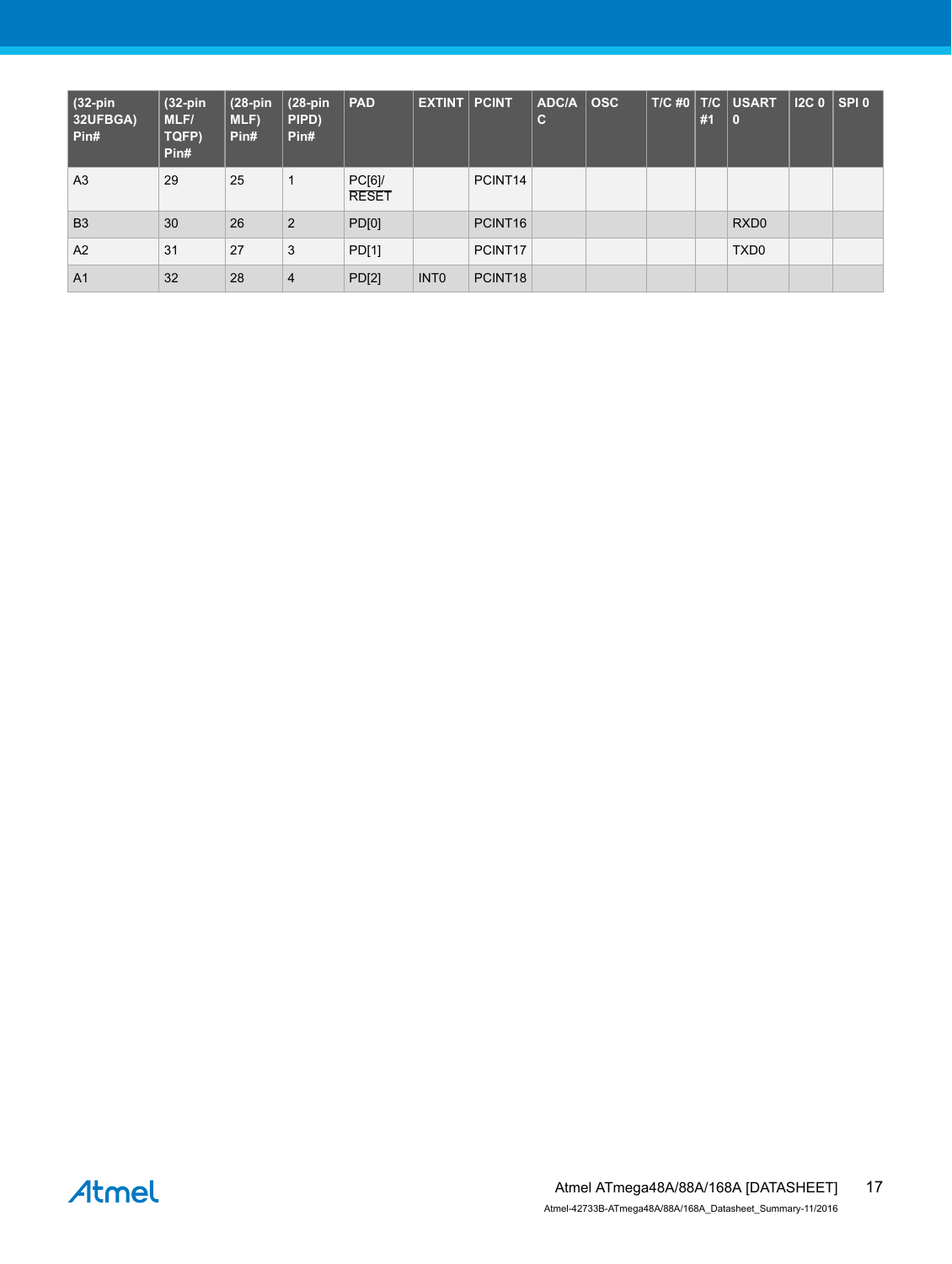| (32-pin 32UFBGA) Pin# | (32-pin MLF/ TQFP) Pin# | (28-pin MLF) Pin# | (28-pin PIPD) Pin# | PAD | EXTINT | PCINT | ADC/AC | OSC | T/C #0 | T/C #1 | USART 0 | I2C 0 | SPI 0 |
|---|---|---|---|---|---|---|---|---|---|---|---|---|---|
| A3 | 29 | 25 | 1 | PC[6]/ $\overline{\text{RESET}}$ | | PCINT14 | | | | | | | |
| B3 | 30 | 26 | 2 | PD[0] | | PCINT16 | | | | | RXD0 | | |
| A2 | 31 | 27 | 3 | PD[1] | | PCINT17 | | | | | TXD0 | | |
| A1 | 32 | 28 | 4 | PD[2] | INT0 | PCINT18 | | | | | | | |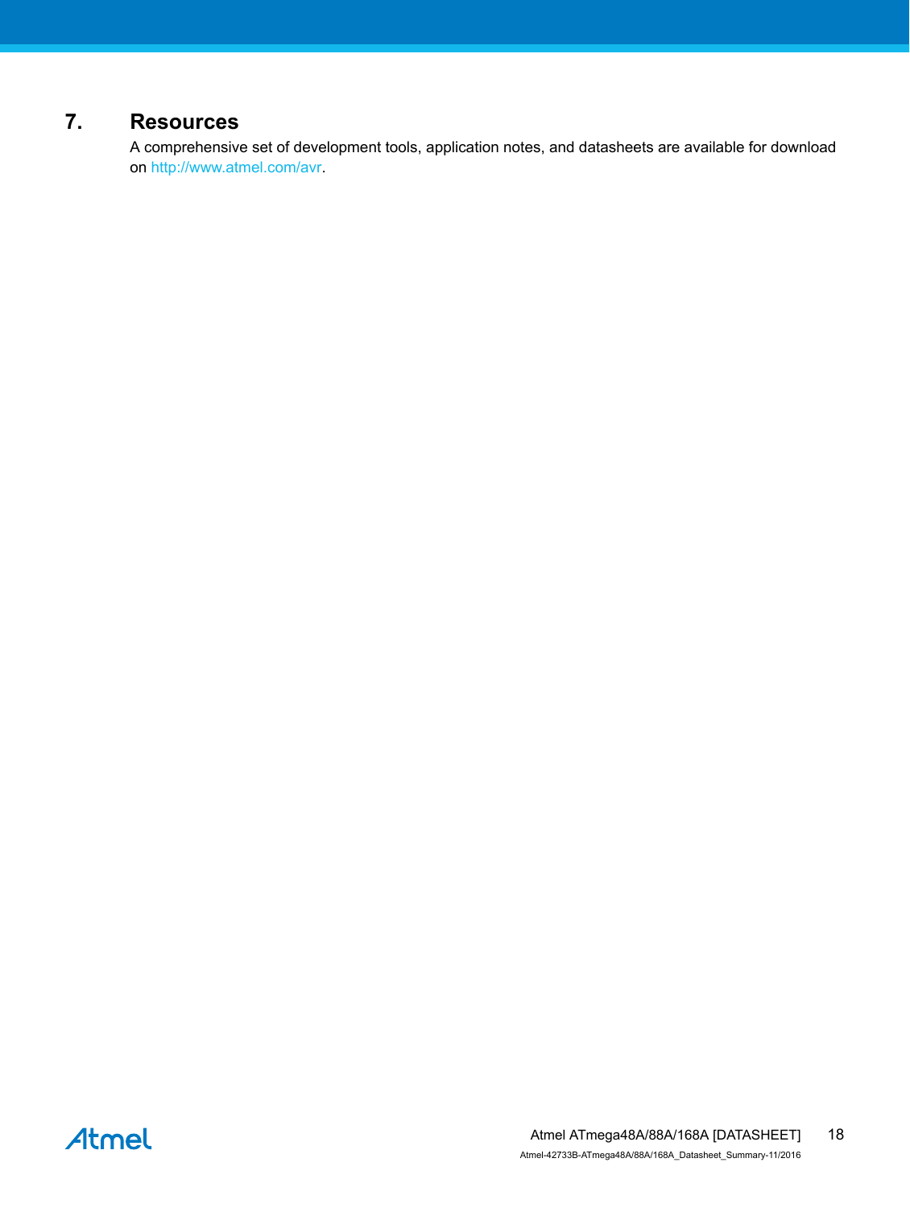# 7. Resources

A comprehensive set of development tools, application notes, and datasheets are available for download on http://www.atmel.com/avr.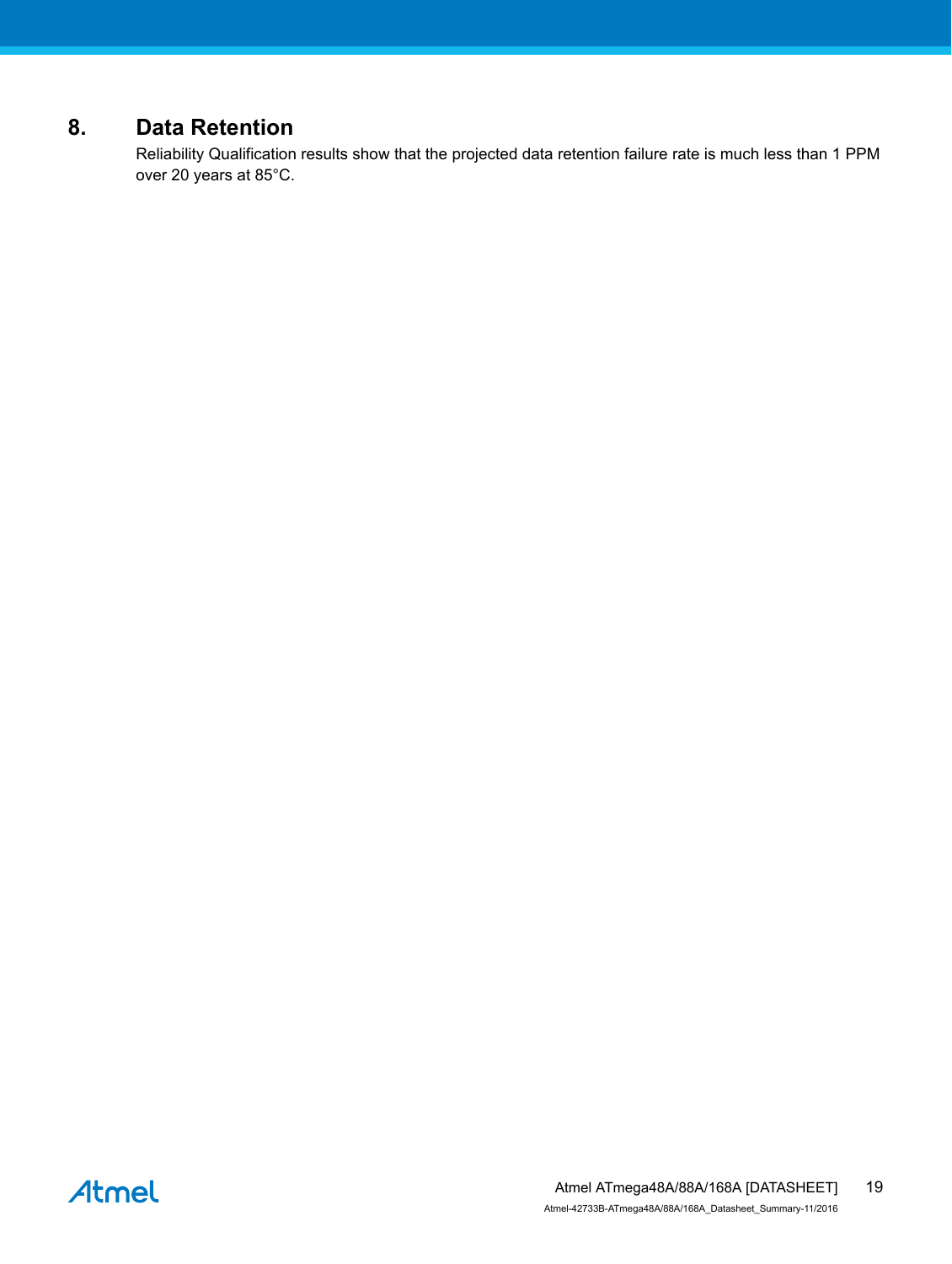# 8. Data Retention

Reliability Qualification results show that the projected data retention failure rate is much less than 1 PPM over 20 years at 85°C.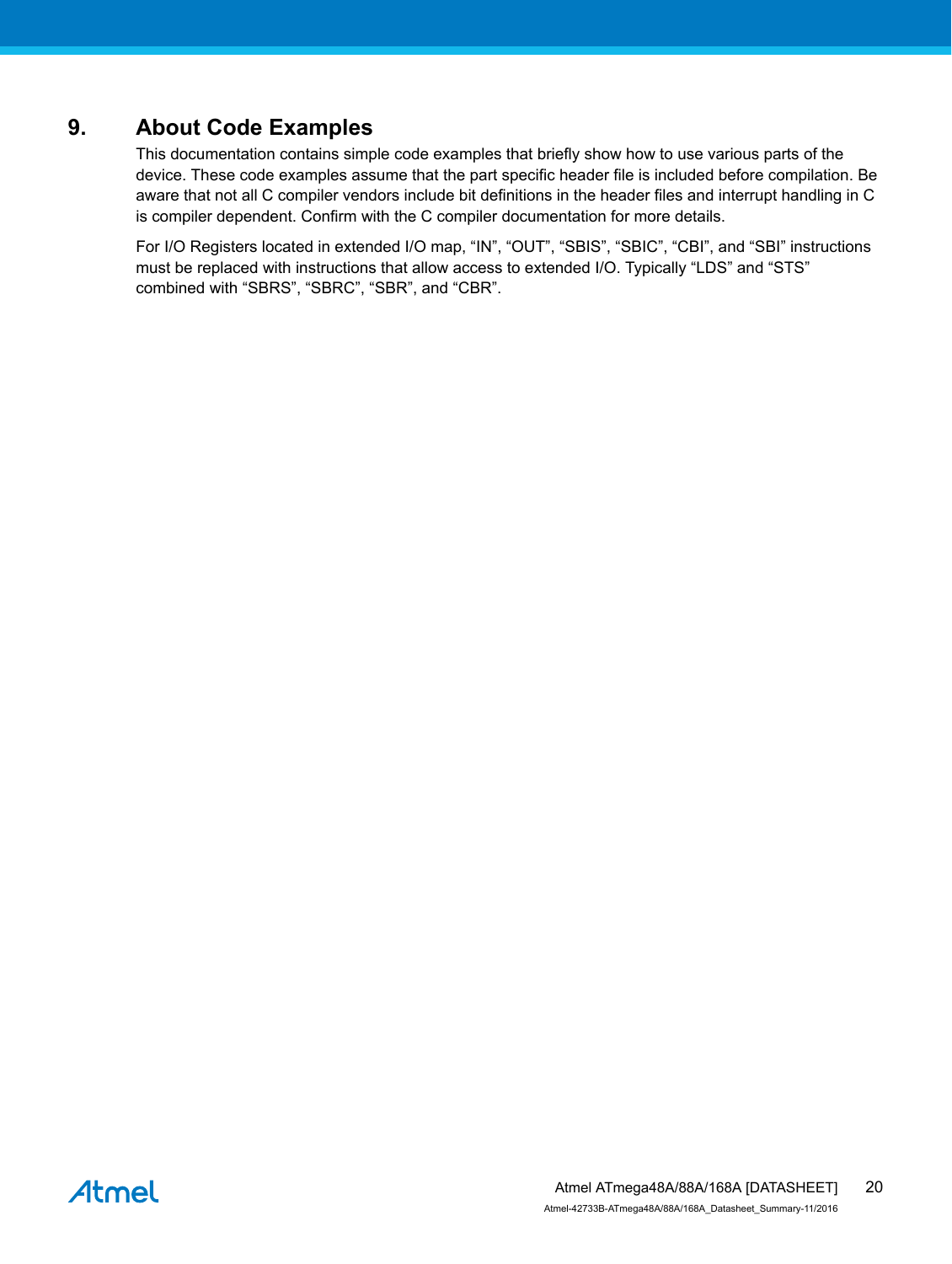# 9. About Code Examples

This documentation contains simple code examples that briefly show how to use various parts of the device. These code examples assume that the part specific header file is included before compilation. Be aware that not all C compiler vendors include bit definitions in the header files and interrupt handling in C is compiler dependent. Confirm with the C compiler documentation for more details.

For I/O Registers located in extended I/O map, “IN”, “OUT”, “SBIS”, “SBIC”, “CBI”, and “SBI” instructions must be replaced with instructions that allow access to extended I/O. Typically “LDS” and “STS” combined with “SBRS”, “SBRC”, “SBR”, and “CBR”.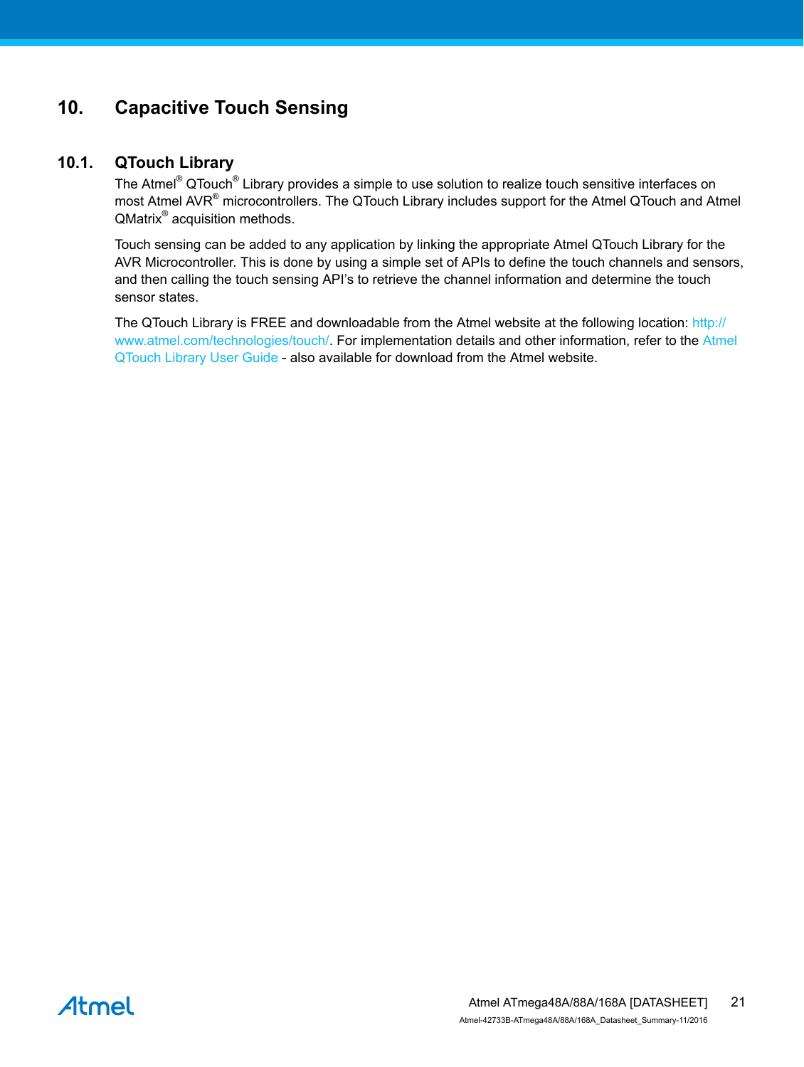# 10. Capacitive Touch Sensing

## 10.1. QTouch Library

The Atmel® QTouch® Library provides a simple to use solution to realize touch sensitive interfaces on most Atmel AVR® microcontrollers. The QTouch Library includes support for the Atmel QTouch and Atmel QMatrix® acquisition methods.

Touch sensing can be added to any application by linking the appropriate Atmel QTouch Library for the AVR Microcontroller. This is done by using a simple set of APIs to define the touch channels and sensors, and then calling the touch sensing API's to retrieve the channel information and determine the touch sensor states.

The QTouch Library is FREE and downloadable from the Atmel website at the following location: http://www.atmel.com/technologies/touch/. For implementation details and other information, refer to the Atmel QTouch Library User Guide - also available for download from the Atmel website.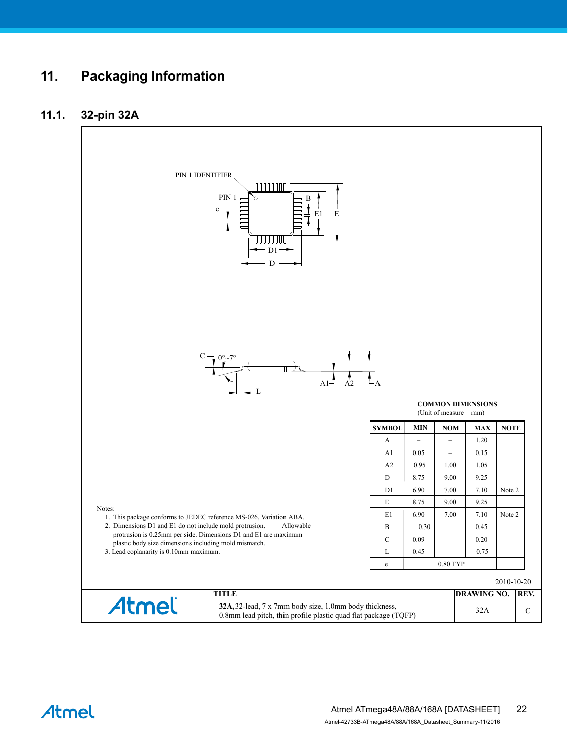# 11. Packaging Information

## 11.1. 32-pin 32A

PIN 1 IDENTIFIER

PIN 1

e

B

E1

E

D1

D

C

0°~7°

L

A1

A2

A

**COMMON DIMENSIONS**
(Unit of measure = mm)

| SYMBOL | MIN | NOM | MAX | NOTE |
|---|---|---|---|---|
| A | – | – | 1.20 | |
| A1 | 0.05 | – | 0.15 | |
| A2 | 0.95 | 1.00 | 1.05 | |
| D | 8.75 | 9.00 | 9.25 | |
| D1 | 6.90 | 7.00 | 7.10 | Note 2 |
| E | 8.75 | 9.00 | 9.25 | |
| E1 | 6.90 | 7.00 | 7.10 | Note 2 |
| B | 0.30 | – | 0.45 | |
| C | 0.09 | – | 0.20 | |
| L | 0.45 | – | 0.75 | |
| e | | 0.80 TYP | | |

Notes:
1. This package conforms to JEDEC reference MS-026, Variation ABA.
2. Dimensions D1 and E1 do not include mold protrusion. Allowable protrusion is 0.25mm per side. Dimensions D1 and E1 are maximum plastic body size dimensions including mold mismatch.
3. Lead coplanarity is 0.10mm maximum.

2010-10-20

| Atmel | TITLE | DRAWING NO. | REV. |
|---|---|---|---|
| | **32A,** 32-lead, 7 x 7mm body size, 1.0mm body thickness, 0.8mm lead pitch, thin profile plastic quad flat package (TQFP) | 32A | C |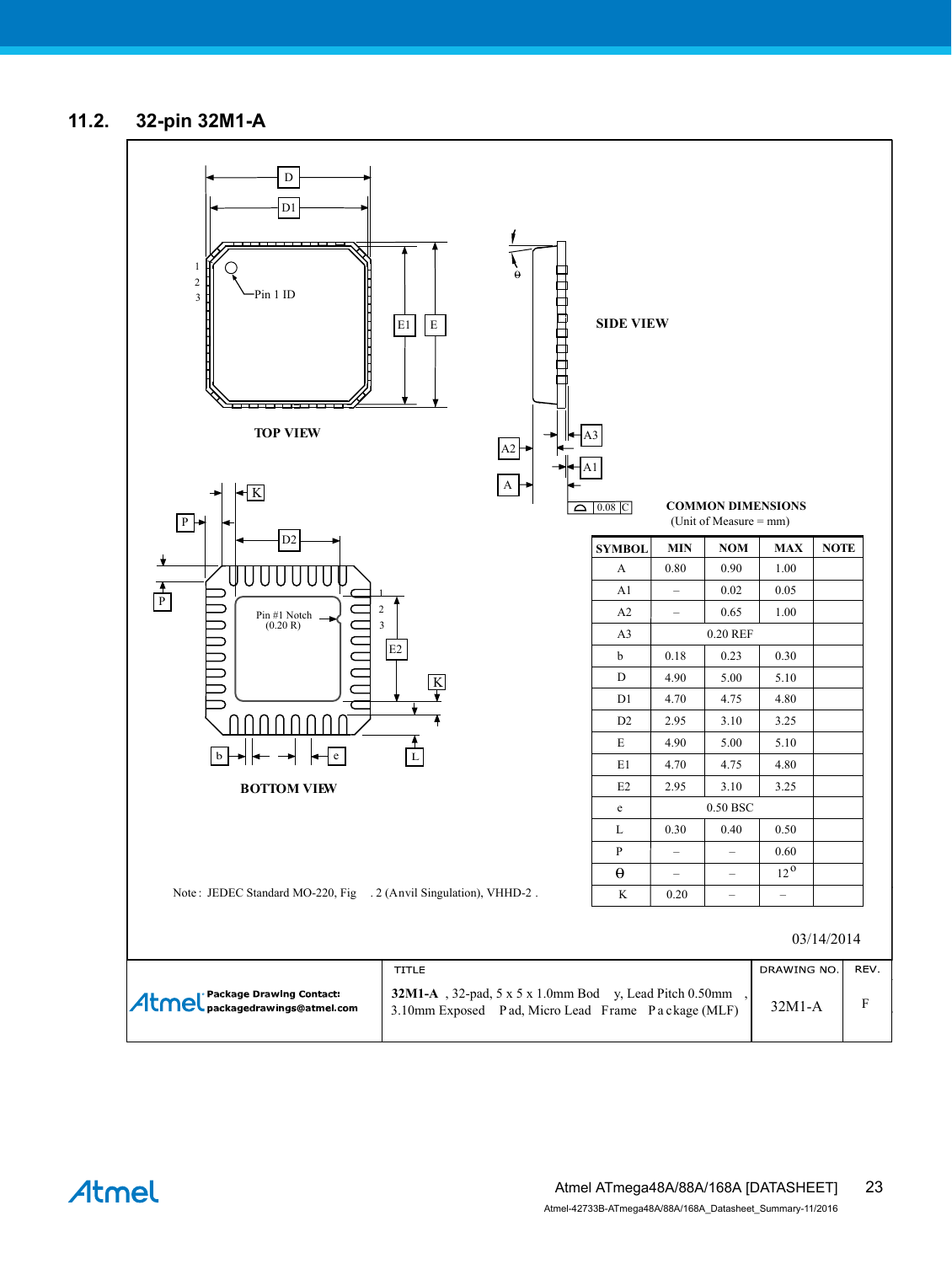## 11.2. 32-pin 32M1-A

TOP VIEW

SIDE VIEW

BOTTOM VIEW

**COMMON DIMENSIONS**
(Unit of Measure = mm)

| SYMBOL | MIN | NOM | MAX | NOTE |
|---|---|---|---|---|
| A | 0.80 | 0.90 | 1.00 | |
| A1 | – | 0.02 | 0.05 | |
| A2 | – | 0.65 | 1.00 | |
| A3 | | 0.20 REF | | |
| b | 0.18 | 0.23 | 0.30 | |
| D | 4.90 | 5.00 | 5.10 | |
| D1 | 4.70 | 4.75 | 4.80 | |
| D2 | 2.95 | 3.10 | 3.25 | |
| E | 4.90 | 5.00 | 5.10 | |
| E1 | 4.70 | 4.75 | 4.80 | |
| E2 | 2.95 | 3.10 | 3.25 | |
| e | | 0.50 BSC | | |
| L | 0.30 | 0.40 | 0.50 | |
| P | – | – | 0.60 | |
| θ | – | – | 12° | |
| K | 0.20 | – | – | |

Note : JEDEC Standard MO-220, Fig . 2 (Anvil Singulation), VHHD-2 .

03/14/2014

| Atmel Package Drawing Contact: packagedrawings@atmel.com | TITLE: **32M1-A** , 32-pad, 5 x 5 x 1.0mm Body, Lead Pitch 0.50mm, 3.10mm Exposed Pad, Micro Lead Frame Package (MLF) | DRAWING NO.: 32M1-A | REV.: F |
|---|---|---|---|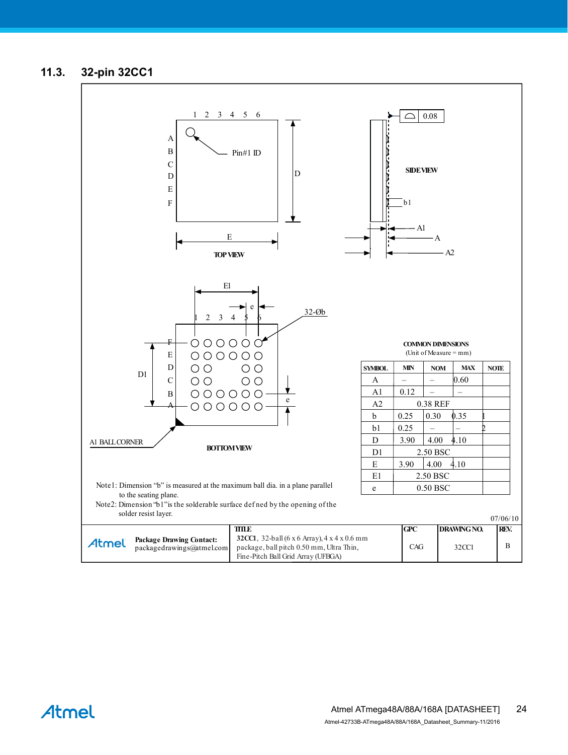## 11.3. 32-pin 32CC1

TOP VIEW

SIDE VIEW

BOTTOM VIEW

A1 BALL CORNER

Pin#1 ID

32-Øb

**COMMON DIMENSIONS**
(Unit of Measure = mm)

| SYMBOL | MIN | NOM | MAX | NOTE |
|---|---|---|---|---|
| A | – | – | 0.60 | |
| A1 | 0.12 | – | – | |
| A2 | 0.38 REF | | | |
| b | 0.25 | 0.30 | 0.35 | 1 |
| b1 | 0.25 | – | – | 2 |
| D | 3.90 | 4.00 | 4.10 | |
| D1 | 2.50 BSC | | | |
| E | 3.90 | 4.00 | 4.10 | |
| E1 | 2.50 BSC | | | |
| e | 0.50 BSC | | | |

Note1: Dimension "b" is measured at the maximum ball dia. in a plane parallel to the seating plane.

Note2: Dimension "b1" is the solderable surface defned by the opening of the solder resist layer.

07/06/10

| Atmel — Package Drawing Contact: packagedrawings@atmel.com | TITLE: 32CC1, 32-ball (6 x 6 Array), 4 x 4 x 0.6 mm package, ball pitch 0.50 mm, Ultra Thin, Fine-Pitch Ball Grid Array (UFBGA) | GPC: CAG | DRAWING NO.: 32CC1 | REV.: B |
|---|---|---|---|---|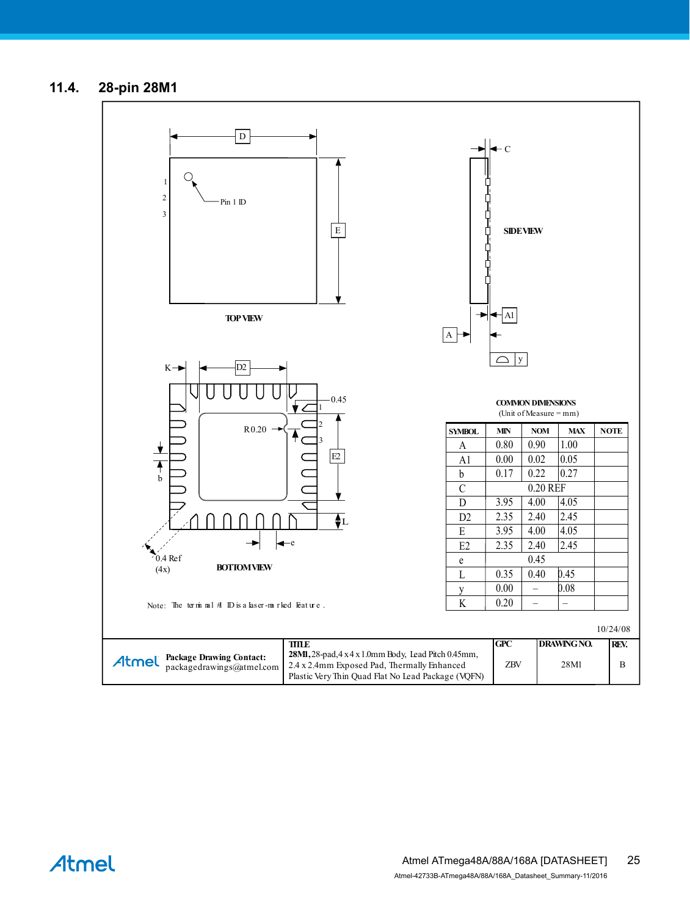## 11.4. 28-pin 28M1

TOP VIEW

SIDE VIEW

BOTTOM VIEW

Note: The terminal #1 ID is a laser-marked feature.

COMMON DIMENSIONS
(Unit of Measure = mm)

| SYMBOL | MIN | NOM | MAX | NOTE |
|---|---|---|---|---|
| A | 0.80 | 0.90 | 1.00 | |
| A1 | 0.00 | 0.02 | 0.05 | |
| b | 0.17 | 0.22 | 0.27 | |
| C | | 0.20 REF | | |
| D | 3.95 | 4.00 | 4.05 | |
| D2 | 2.35 | 2.40 | 2.45 | |
| E | 3.95 | 4.00 | 4.05 | |
| E2 | 2.35 | 2.40 | 2.45 | |
| e | | 0.45 | | |
| L | 0.35 | 0.40 | 0.45 | |
| y | 0.00 | – | 0.08 | |
| K | 0.20 | – | – | |

10/24/08

| Atmel Package Drawing Contact: packagedrawings@atmel.com | TITLE **28M1**, 28-pad, 4 x 4 x 1.0mm Body, Lead Pitch 0.45mm, 2.4 x 2.4mm Exposed Pad, Thermally Enhanced Plastic Very Thin Quad Flat No Lead Package (VQFN) | GPC ZBV | DRAWING NO. 28M1 | REV. B |
|---|---|---|---|---|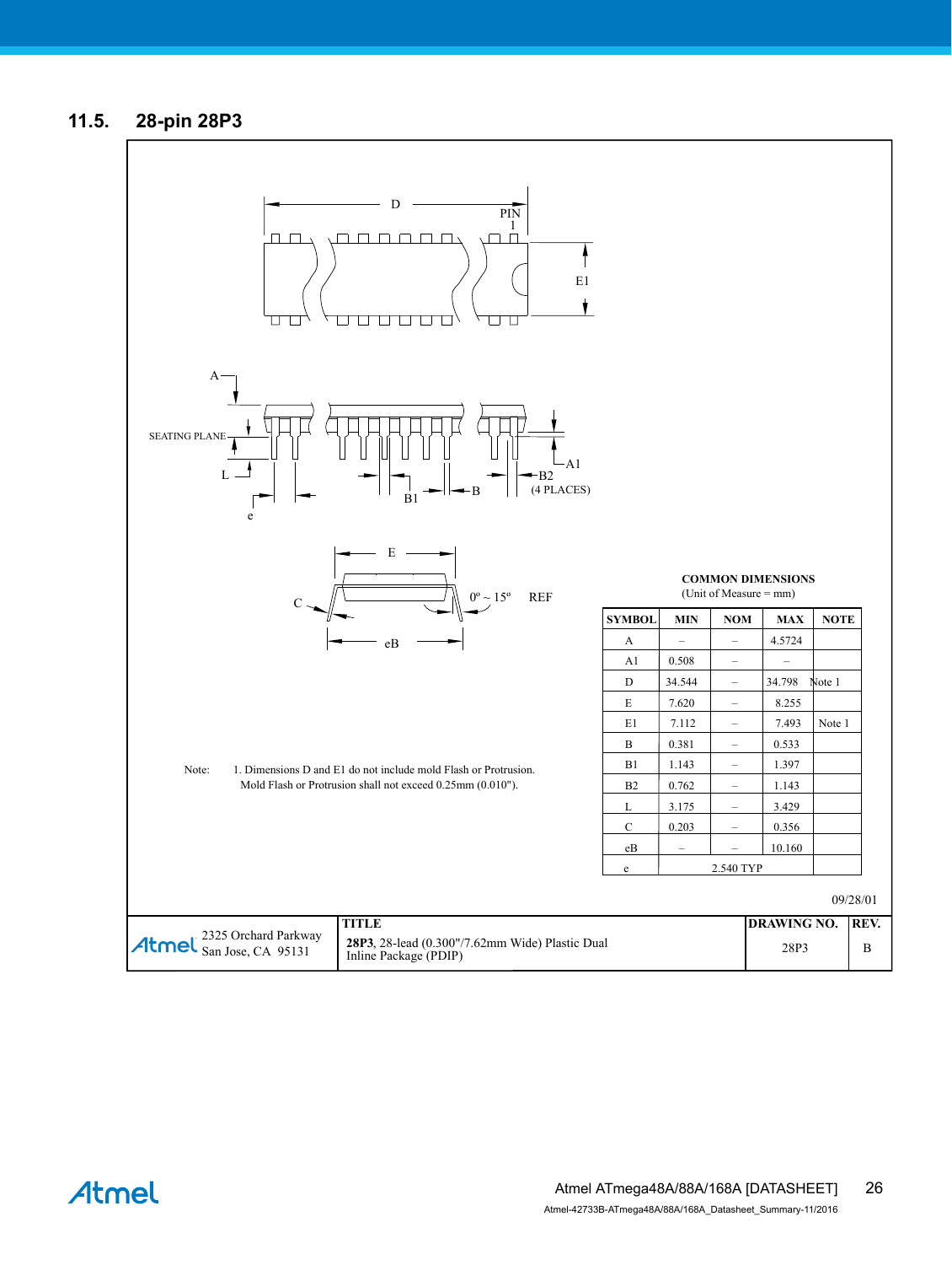## 11.5. 28-pin 28P3

**COMMON DIMENSIONS**
(Unit of Measure = mm)

| SYMBOL | MIN | NOM | MAX | NOTE |
|---|---|---|---|---|
| A | – | – | 4.5724 | |
| A1 | 0.508 | – | – | |
| D | 34.544 | – | 34.798 | Note 1 |
| E | 7.620 | – | 8.255 | |
| E1 | 7.112 | – | 7.493 | Note 1 |
| B | 0.381 | – | 0.533 | |
| B1 | 1.143 | – | 1.397 | |
| B2 | 0.762 | – | 1.143 | |
| L | 3.175 | – | 3.429 | |
| C | 0.203 | – | 0.356 | |
| eB | – | – | 10.160 | |
| e | | 2.540 TYP | | |

Note: 1. Dimensions D and E1 do not include mold Flash or Protrusion. Mold Flash or Protrusion shall not exceed 0.25mm (0.010").

09/28/01

| Atmel 2325 Orchard Parkway San Jose, CA 95131 | TITLE **28P3**, 28-lead (0.300"/7.62mm Wide) Plastic Dual Inline Package (PDIP) | DRAWING NO. 28P3 | REV. B |
|---|---|---|---|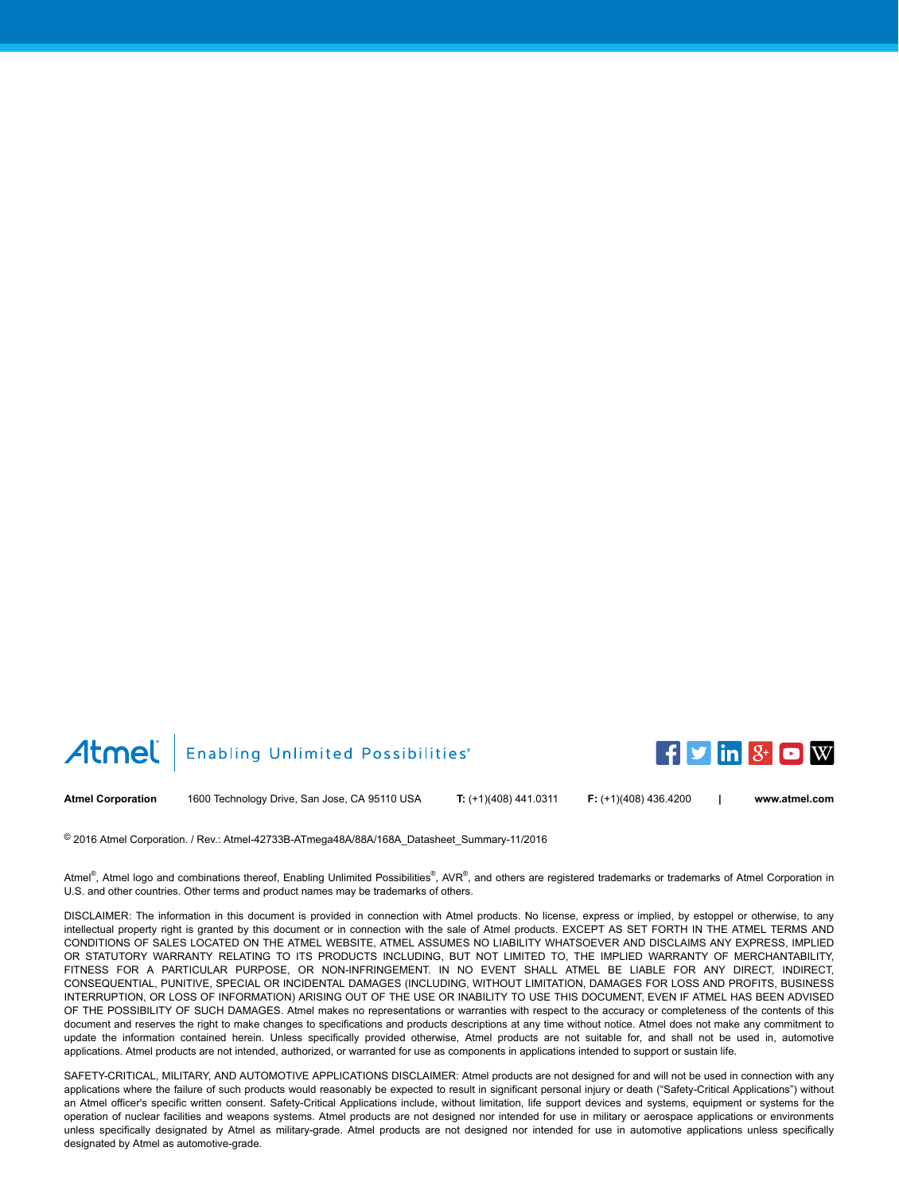Atmel | Enabling Unlimited Possibilities®

**Atmel Corporation** 1600 Technology Drive, San Jose, CA 95110 USA **T:** (+1)(408) 441.0311 **F:** (+1)(408) 436.4200 | **www.atmel.com**

© 2016 Atmel Corporation. / Rev.: Atmel-42733B-ATmega48A/88A/168A_Datasheet_Summary-11/2016

Atmel®, Atmel logo and combinations thereof, Enabling Unlimited Possibilities®, AVR®, and others are registered trademarks or trademarks of Atmel Corporation in U.S. and other countries. Other terms and product names may be trademarks of others.

DISCLAIMER: The information in this document is provided in connection with Atmel products. No license, express or implied, by estoppel or otherwise, to any intellectual property right is granted by this document or in connection with the sale of Atmel products. EXCEPT AS SET FORTH IN THE ATMEL TERMS AND CONDITIONS OF SALES LOCATED ON THE ATMEL WEBSITE, ATMEL ASSUMES NO LIABILITY WHATSOEVER AND DISCLAIMS ANY EXPRESS, IMPLIED OR STATUTORY WARRANTY RELATING TO ITS PRODUCTS INCLUDING, BUT NOT LIMITED TO, THE IMPLIED WARRANTY OF MERCHANTABILITY, FITNESS FOR A PARTICULAR PURPOSE, OR NON-INFRINGEMENT. IN NO EVENT SHALL ATMEL BE LIABLE FOR ANY DIRECT, INDIRECT, CONSEQUENTIAL, PUNITIVE, SPECIAL OR INCIDENTAL DAMAGES (INCLUDING, WITHOUT LIMITATION, DAMAGES FOR LOSS AND PROFITS, BUSINESS INTERRUPTION, OR LOSS OF INFORMATION) ARISING OUT OF THE USE OR INABILITY TO USE THIS DOCUMENT, EVEN IF ATMEL HAS BEEN ADVISED OF THE POSSIBILITY OF SUCH DAMAGES. Atmel makes no representations or warranties with respect to the accuracy or completeness of the contents of this document and reserves the right to make changes to specifications and products descriptions at any time without notice. Atmel does not make any commitment to update the information contained herein. Unless specifically provided otherwise, Atmel products are not suitable for, and shall not be used in, automotive applications. Atmel products are not intended, authorized, or warranted for use as components in applications intended to support or sustain life.

SAFETY-CRITICAL, MILITARY, AND AUTOMOTIVE APPLICATIONS DISCLAIMER: Atmel products are not designed for and will not be used in connection with any applications where the failure of such products would reasonably be expected to result in significant personal injury or death ("Safety-Critical Applications") without an Atmel officer's specific written consent. Safety-Critical Applications include, without limitation, life support devices and systems, equipment or systems for the operation of nuclear facilities and weapons systems. Atmel products are not designed nor intended for use in military or aerospace applications or environments unless specifically designated by Atmel as military-grade. Atmel products are not designed nor intended for use in automotive applications unless specifically designated by Atmel as automotive-grade.